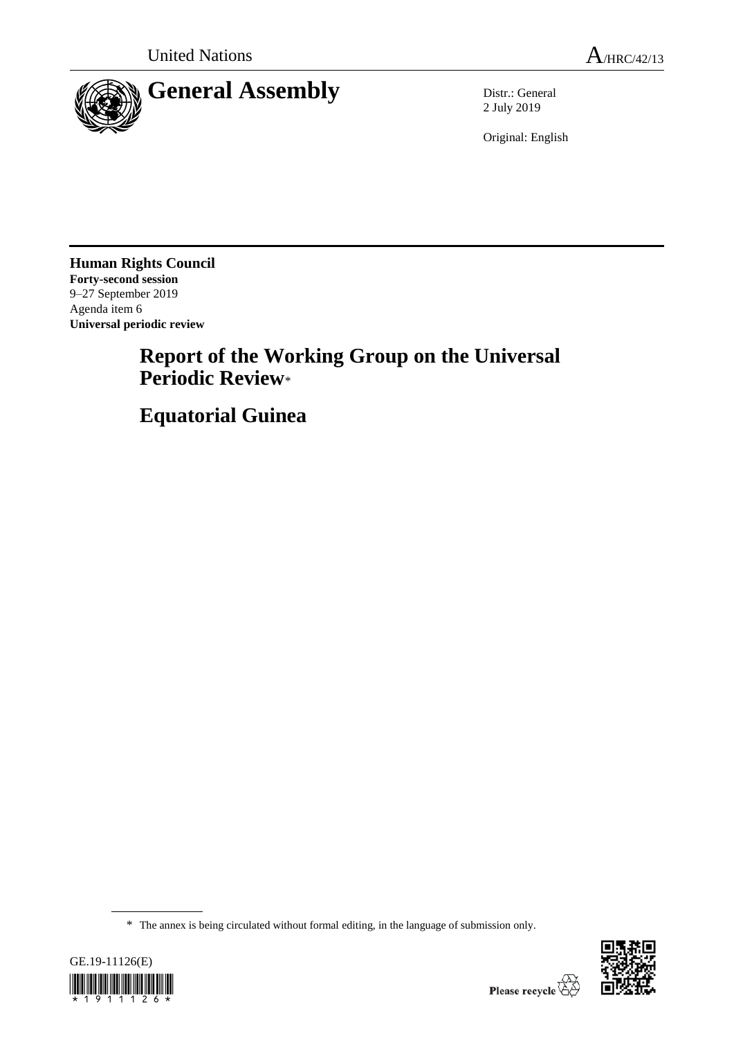United Nations

A/HRC/42/13

# General Assembly

Distr.: General
2 July 2019

Original: English

**Human Rights Council**
**Forty-second session**
9–27 September 2019
Agenda item 6
**Universal periodic review**

# Report of the Working Group on the Universal Periodic Review*

# Equatorial Guinea

\* The annex is being circulated without formal editing, in the language of submission only.

GE.19-11126(E)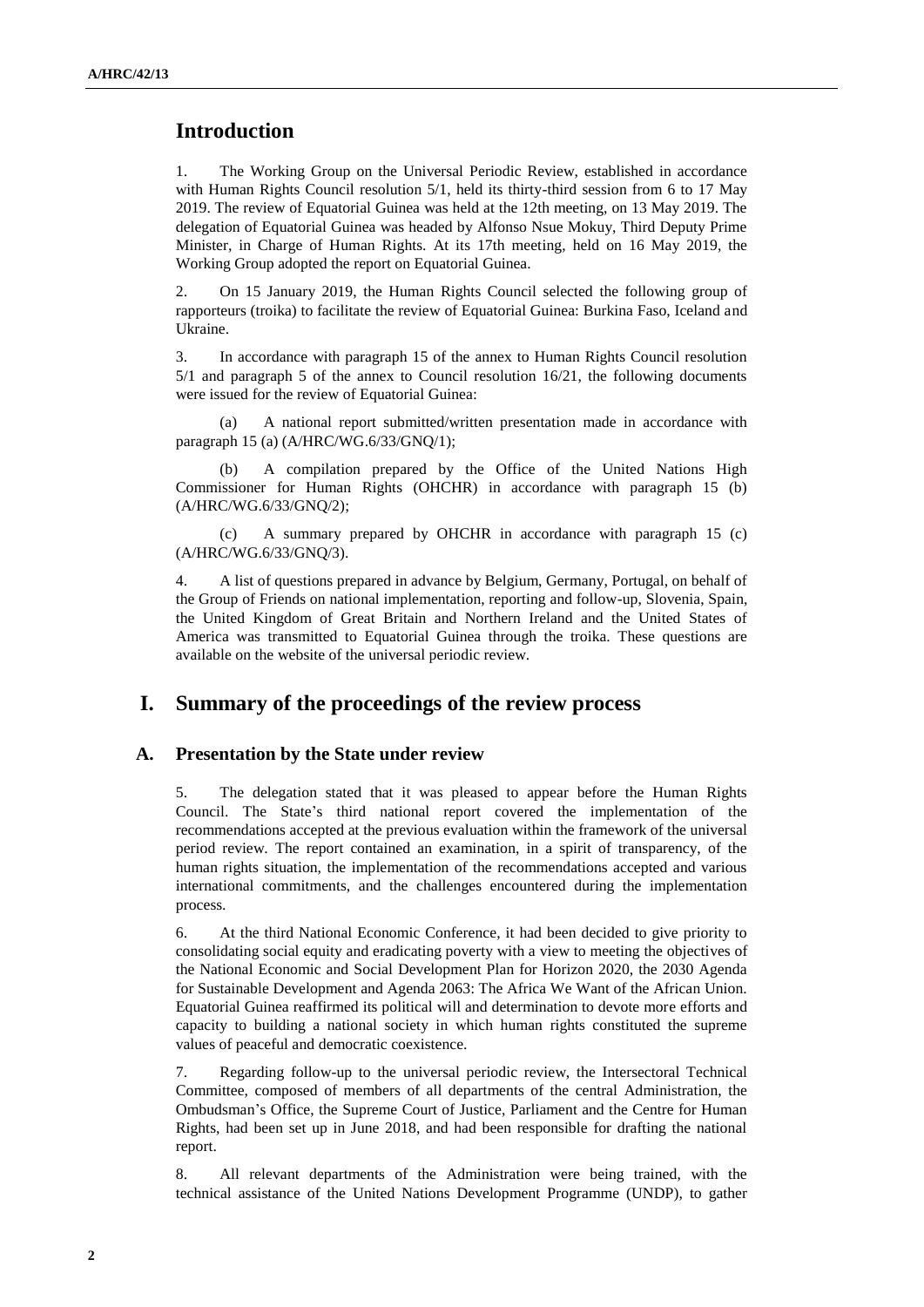# Introduction

1. The Working Group on the Universal Periodic Review, established in accordance with Human Rights Council resolution 5/1, held its thirty-third session from 6 to 17 May 2019. The review of Equatorial Guinea was held at the 12th meeting, on 13 May 2019. The delegation of Equatorial Guinea was headed by Alfonso Nsue Mokuy, Third Deputy Prime Minister, in Charge of Human Rights. At its 17th meeting, held on 16 May 2019, the Working Group adopted the report on Equatorial Guinea.

2. On 15 January 2019, the Human Rights Council selected the following group of rapporteurs (troika) to facilitate the review of Equatorial Guinea: Burkina Faso, Iceland and Ukraine.

3. In accordance with paragraph 15 of the annex to Human Rights Council resolution 5/1 and paragraph 5 of the annex to Council resolution 16/21, the following documents were issued for the review of Equatorial Guinea:

(a) A national report submitted/written presentation made in accordance with paragraph 15 (a) (A/HRC/WG.6/33/GNQ/1);

(b) A compilation prepared by the Office of the United Nations High Commissioner for Human Rights (OHCHR) in accordance with paragraph 15 (b) (A/HRC/WG.6/33/GNQ/2);

(c) A summary prepared by OHCHR in accordance with paragraph 15 (c) (A/HRC/WG.6/33/GNQ/3).

4. A list of questions prepared in advance by Belgium, Germany, Portugal, on behalf of the Group of Friends on national implementation, reporting and follow-up, Slovenia, Spain, the United Kingdom of Great Britain and Northern Ireland and the United States of America was transmitted to Equatorial Guinea through the troika. These questions are available on the website of the universal periodic review.

# I. Summary of the proceedings of the review process

## A. Presentation by the State under review

5. The delegation stated that it was pleased to appear before the Human Rights Council. The State's third national report covered the implementation of the recommendations accepted at the previous evaluation within the framework of the universal period review. The report contained an examination, in a spirit of transparency, of the human rights situation, the implementation of the recommendations accepted and various international commitments, and the challenges encountered during the implementation process.

6. At the third National Economic Conference, it had been decided to give priority to consolidating social equity and eradicating poverty with a view to meeting the objectives of the National Economic and Social Development Plan for Horizon 2020, the 2030 Agenda for Sustainable Development and Agenda 2063: The Africa We Want of the African Union. Equatorial Guinea reaffirmed its political will and determination to devote more efforts and capacity to building a national society in which human rights constituted the supreme values of peaceful and democratic coexistence.

7. Regarding follow-up to the universal periodic review, the Intersectoral Technical Committee, composed of members of all departments of the central Administration, the Ombudsman's Office, the Supreme Court of Justice, Parliament and the Centre for Human Rights, had been set up in June 2018, and had been responsible for drafting the national report.

8. All relevant departments of the Administration were being trained, with the technical assistance of the United Nations Development Programme (UNDP), to gather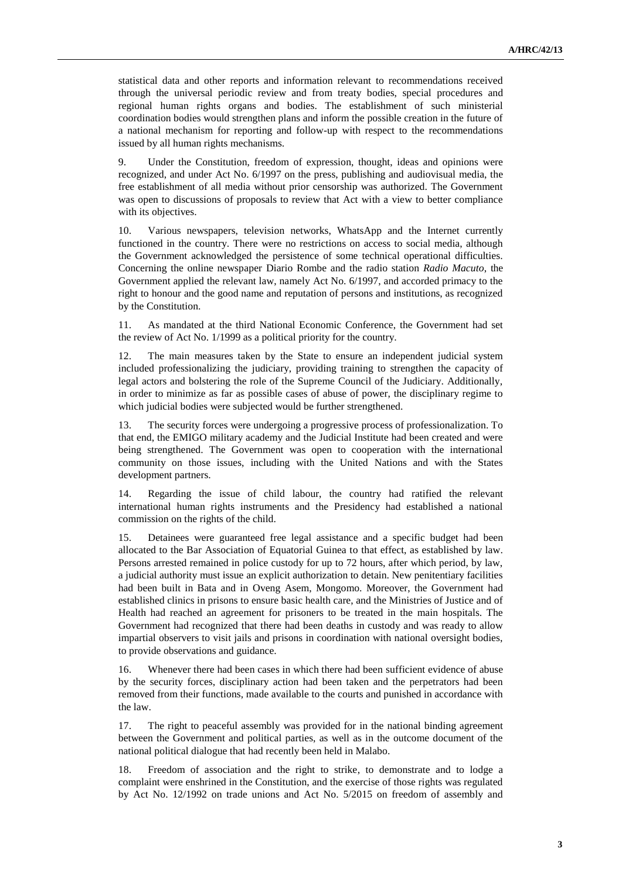statistical data and other reports and information relevant to recommendations received through the universal periodic review and from treaty bodies, special procedures and regional human rights organs and bodies. The establishment of such ministerial coordination bodies would strengthen plans and inform the possible creation in the future of a national mechanism for reporting and follow-up with respect to the recommendations issued by all human rights mechanisms.

9. Under the Constitution, freedom of expression, thought, ideas and opinions were recognized, and under Act No. 6/1997 on the press, publishing and audiovisual media, the free establishment of all media without prior censorship was authorized. The Government was open to discussions of proposals to review that Act with a view to better compliance with its objectives.

10. Various newspapers, television networks, WhatsApp and the Internet currently functioned in the country. There were no restrictions on access to social media, although the Government acknowledged the persistence of some technical operational difficulties. Concerning the online newspaper Diario Rombe and the radio station *Radio Macuto*, the Government applied the relevant law, namely Act No. 6/1997, and accorded primacy to the right to honour and the good name and reputation of persons and institutions, as recognized by the Constitution.

11. As mandated at the third National Economic Conference, the Government had set the review of Act No. 1/1999 as a political priority for the country.

12. The main measures taken by the State to ensure an independent judicial system included professionalizing the judiciary, providing training to strengthen the capacity of legal actors and bolstering the role of the Supreme Council of the Judiciary. Additionally, in order to minimize as far as possible cases of abuse of power, the disciplinary regime to which judicial bodies were subjected would be further strengthened.

13. The security forces were undergoing a progressive process of professionalization. To that end, the EMIGO military academy and the Judicial Institute had been created and were being strengthened. The Government was open to cooperation with the international community on those issues, including with the United Nations and with the States development partners.

14. Regarding the issue of child labour, the country had ratified the relevant international human rights instruments and the Presidency had established a national commission on the rights of the child.

15. Detainees were guaranteed free legal assistance and a specific budget had been allocated to the Bar Association of Equatorial Guinea to that effect, as established by law. Persons arrested remained in police custody for up to 72 hours, after which period, by law, a judicial authority must issue an explicit authorization to detain. New penitentiary facilities had been built in Bata and in Oveng Asem, Mongomo. Moreover, the Government had established clinics in prisons to ensure basic health care, and the Ministries of Justice and of Health had reached an agreement for prisoners to be treated in the main hospitals. The Government had recognized that there had been deaths in custody and was ready to allow impartial observers to visit jails and prisons in coordination with national oversight bodies, to provide observations and guidance.

16. Whenever there had been cases in which there had been sufficient evidence of abuse by the security forces, disciplinary action had been taken and the perpetrators had been removed from their functions, made available to the courts and punished in accordance with the law.

17. The right to peaceful assembly was provided for in the national binding agreement between the Government and political parties, as well as in the outcome document of the national political dialogue that had recently been held in Malabo.

18. Freedom of association and the right to strike, to demonstrate and to lodge a complaint were enshrined in the Constitution, and the exercise of those rights was regulated by Act No. 12/1992 on trade unions and Act No. 5/2015 on freedom of assembly and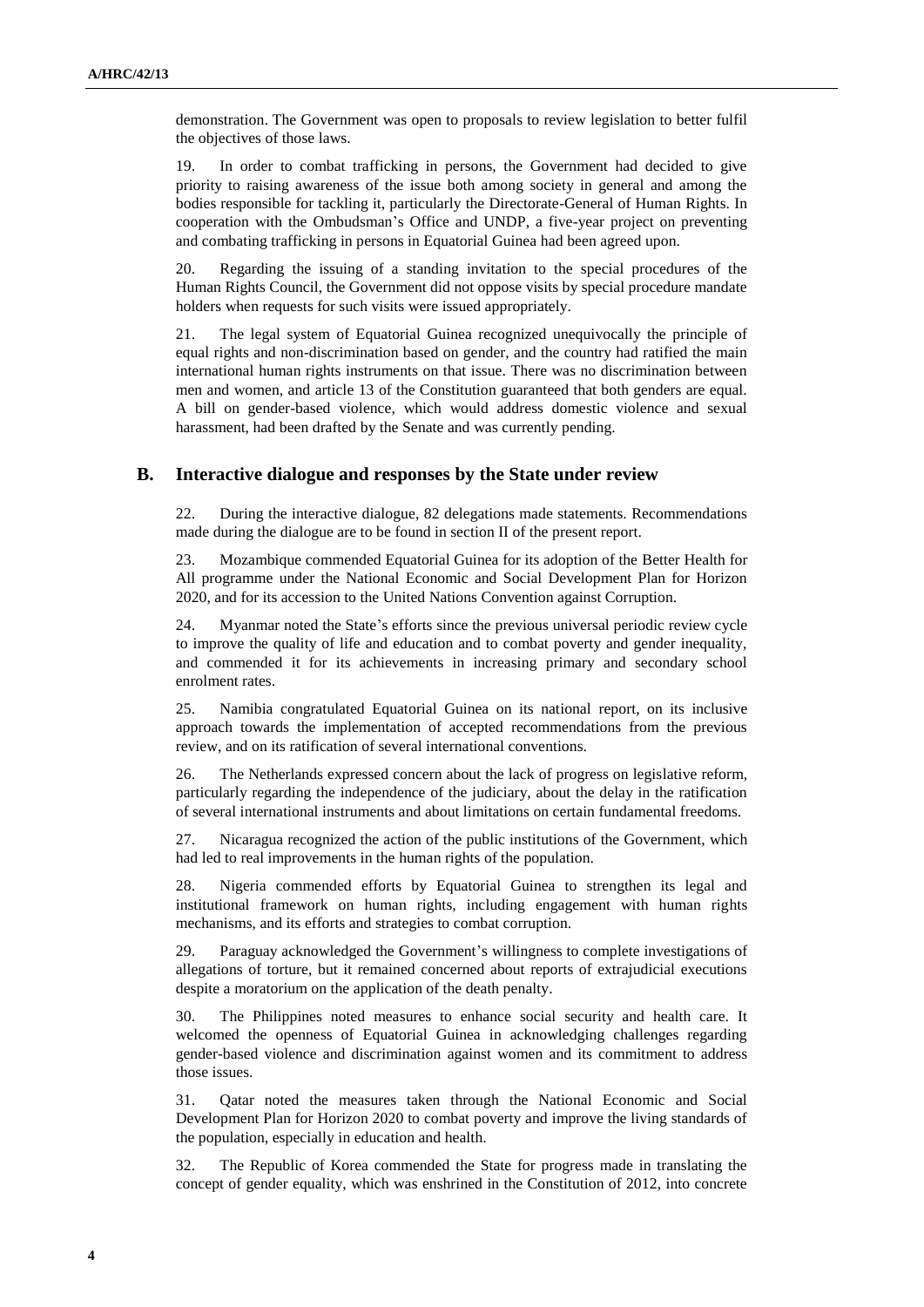demonstration. The Government was open to proposals to review legislation to better fulfil the objectives of those laws.

19. In order to combat trafficking in persons, the Government had decided to give priority to raising awareness of the issue both among society in general and among the bodies responsible for tackling it, particularly the Directorate-General of Human Rights. In cooperation with the Ombudsman's Office and UNDP, a five-year project on preventing and combating trafficking in persons in Equatorial Guinea had been agreed upon.

20. Regarding the issuing of a standing invitation to the special procedures of the Human Rights Council, the Government did not oppose visits by special procedure mandate holders when requests for such visits were issued appropriately.

21. The legal system of Equatorial Guinea recognized unequivocally the principle of equal rights and non-discrimination based on gender, and the country had ratified the main international human rights instruments on that issue. There was no discrimination between men and women, and article 13 of the Constitution guaranteed that both genders are equal. A bill on gender-based violence, which would address domestic violence and sexual harassment, had been drafted by the Senate and was currently pending.

## B. Interactive dialogue and responses by the State under review

22. During the interactive dialogue, 82 delegations made statements. Recommendations made during the dialogue are to be found in section II of the present report.

23. Mozambique commended Equatorial Guinea for its adoption of the Better Health for All programme under the National Economic and Social Development Plan for Horizon 2020, and for its accession to the United Nations Convention against Corruption.

24. Myanmar noted the State's efforts since the previous universal periodic review cycle to improve the quality of life and education and to combat poverty and gender inequality, and commended it for its achievements in increasing primary and secondary school enrolment rates.

25. Namibia congratulated Equatorial Guinea on its national report, on its inclusive approach towards the implementation of accepted recommendations from the previous review, and on its ratification of several international conventions.

26. The Netherlands expressed concern about the lack of progress on legislative reform, particularly regarding the independence of the judiciary, about the delay in the ratification of several international instruments and about limitations on certain fundamental freedoms.

27. Nicaragua recognized the action of the public institutions of the Government, which had led to real improvements in the human rights of the population.

28. Nigeria commended efforts by Equatorial Guinea to strengthen its legal and institutional framework on human rights, including engagement with human rights mechanisms, and its efforts and strategies to combat corruption.

29. Paraguay acknowledged the Government's willingness to complete investigations of allegations of torture, but it remained concerned about reports of extrajudicial executions despite a moratorium on the application of the death penalty.

30. The Philippines noted measures to enhance social security and health care. It welcomed the openness of Equatorial Guinea in acknowledging challenges regarding gender-based violence and discrimination against women and its commitment to address those issues.

31. Qatar noted the measures taken through the National Economic and Social Development Plan for Horizon 2020 to combat poverty and improve the living standards of the population, especially in education and health.

32. The Republic of Korea commended the State for progress made in translating the concept of gender equality, which was enshrined in the Constitution of 2012, into concrete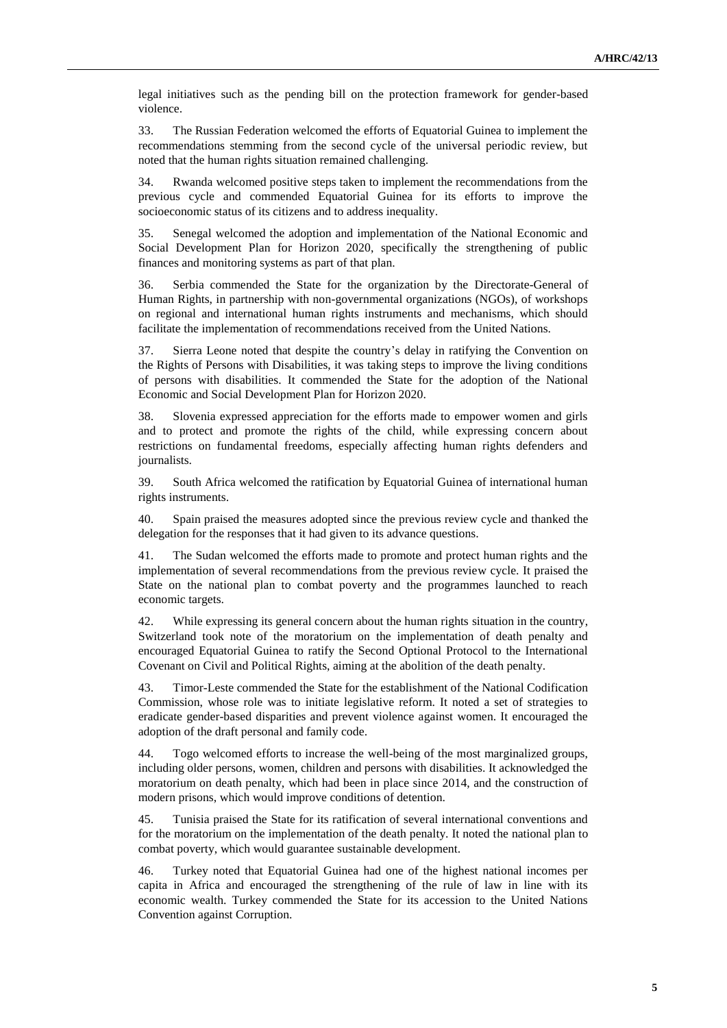legal initiatives such as the pending bill on the protection framework for gender-based violence.

33. The Russian Federation welcomed the efforts of Equatorial Guinea to implement the recommendations stemming from the second cycle of the universal periodic review, but noted that the human rights situation remained challenging.

34. Rwanda welcomed positive steps taken to implement the recommendations from the previous cycle and commended Equatorial Guinea for its efforts to improve the socioeconomic status of its citizens and to address inequality.

35. Senegal welcomed the adoption and implementation of the National Economic and Social Development Plan for Horizon 2020, specifically the strengthening of public finances and monitoring systems as part of that plan.

36. Serbia commended the State for the organization by the Directorate-General of Human Rights, in partnership with non-governmental organizations (NGOs), of workshops on regional and international human rights instruments and mechanisms, which should facilitate the implementation of recommendations received from the United Nations.

37. Sierra Leone noted that despite the country's delay in ratifying the Convention on the Rights of Persons with Disabilities, it was taking steps to improve the living conditions of persons with disabilities. It commended the State for the adoption of the National Economic and Social Development Plan for Horizon 2020.

38. Slovenia expressed appreciation for the efforts made to empower women and girls and to protect and promote the rights of the child, while expressing concern about restrictions on fundamental freedoms, especially affecting human rights defenders and journalists.

39. South Africa welcomed the ratification by Equatorial Guinea of international human rights instruments.

40. Spain praised the measures adopted since the previous review cycle and thanked the delegation for the responses that it had given to its advance questions.

41. The Sudan welcomed the efforts made to promote and protect human rights and the implementation of several recommendations from the previous review cycle. It praised the State on the national plan to combat poverty and the programmes launched to reach economic targets.

42. While expressing its general concern about the human rights situation in the country, Switzerland took note of the moratorium on the implementation of death penalty and encouraged Equatorial Guinea to ratify the Second Optional Protocol to the International Covenant on Civil and Political Rights, aiming at the abolition of the death penalty.

43. Timor-Leste commended the State for the establishment of the National Codification Commission, whose role was to initiate legislative reform. It noted a set of strategies to eradicate gender-based disparities and prevent violence against women. It encouraged the adoption of the draft personal and family code.

44. Togo welcomed efforts to increase the well-being of the most marginalized groups, including older persons, women, children and persons with disabilities. It acknowledged the moratorium on death penalty, which had been in place since 2014, and the construction of modern prisons, which would improve conditions of detention.

45. Tunisia praised the State for its ratification of several international conventions and for the moratorium on the implementation of the death penalty. It noted the national plan to combat poverty, which would guarantee sustainable development.

46. Turkey noted that Equatorial Guinea had one of the highest national incomes per capita in Africa and encouraged the strengthening of the rule of law in line with its economic wealth. Turkey commended the State for its accession to the United Nations Convention against Corruption.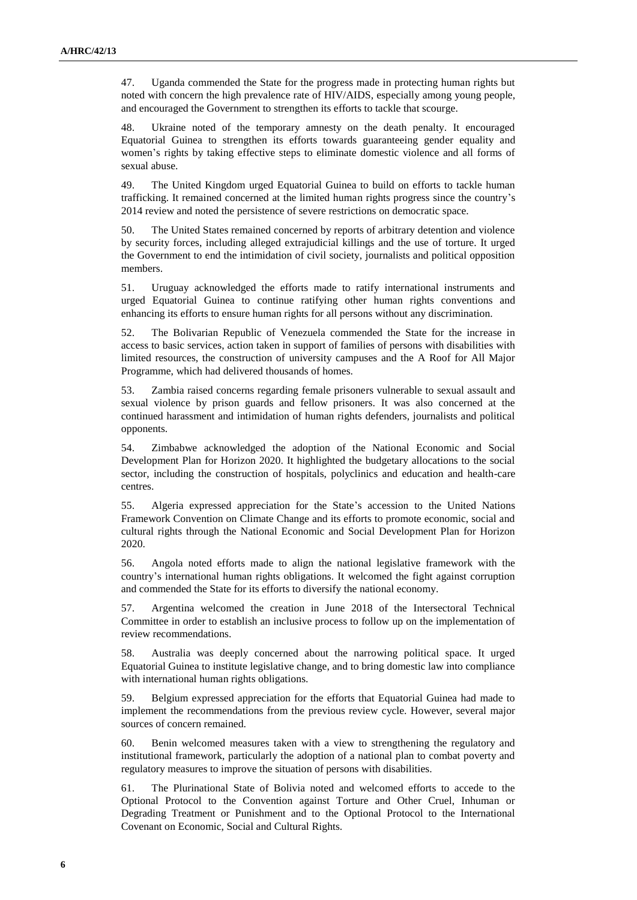47. Uganda commended the State for the progress made in protecting human rights but noted with concern the high prevalence rate of HIV/AIDS, especially among young people, and encouraged the Government to strengthen its efforts to tackle that scourge.

48. Ukraine noted of the temporary amnesty on the death penalty. It encouraged Equatorial Guinea to strengthen its efforts towards guaranteeing gender equality and women's rights by taking effective steps to eliminate domestic violence and all forms of sexual abuse.

49. The United Kingdom urged Equatorial Guinea to build on efforts to tackle human trafficking. It remained concerned at the limited human rights progress since the country's 2014 review and noted the persistence of severe restrictions on democratic space.

50. The United States remained concerned by reports of arbitrary detention and violence by security forces, including alleged extrajudicial killings and the use of torture. It urged the Government to end the intimidation of civil society, journalists and political opposition members.

51. Uruguay acknowledged the efforts made to ratify international instruments and urged Equatorial Guinea to continue ratifying other human rights conventions and enhancing its efforts to ensure human rights for all persons without any discrimination.

52. The Bolivarian Republic of Venezuela commended the State for the increase in access to basic services, action taken in support of families of persons with disabilities with limited resources, the construction of university campuses and the A Roof for All Major Programme, which had delivered thousands of homes.

53. Zambia raised concerns regarding female prisoners vulnerable to sexual assault and sexual violence by prison guards and fellow prisoners. It was also concerned at the continued harassment and intimidation of human rights defenders, journalists and political opponents.

54. Zimbabwe acknowledged the adoption of the National Economic and Social Development Plan for Horizon 2020. It highlighted the budgetary allocations to the social sector, including the construction of hospitals, polyclinics and education and health-care centres.

55. Algeria expressed appreciation for the State's accession to the United Nations Framework Convention on Climate Change and its efforts to promote economic, social and cultural rights through the National Economic and Social Development Plan for Horizon 2020.

56. Angola noted efforts made to align the national legislative framework with the country's international human rights obligations. It welcomed the fight against corruption and commended the State for its efforts to diversify the national economy.

57. Argentina welcomed the creation in June 2018 of the Intersectoral Technical Committee in order to establish an inclusive process to follow up on the implementation of review recommendations.

58. Australia was deeply concerned about the narrowing political space. It urged Equatorial Guinea to institute legislative change, and to bring domestic law into compliance with international human rights obligations.

59. Belgium expressed appreciation for the efforts that Equatorial Guinea had made to implement the recommendations from the previous review cycle. However, several major sources of concern remained.

60. Benin welcomed measures taken with a view to strengthening the regulatory and institutional framework, particularly the adoption of a national plan to combat poverty and regulatory measures to improve the situation of persons with disabilities.

61. The Plurinational State of Bolivia noted and welcomed efforts to accede to the Optional Protocol to the Convention against Torture and Other Cruel, Inhuman or Degrading Treatment or Punishment and to the Optional Protocol to the International Covenant on Economic, Social and Cultural Rights.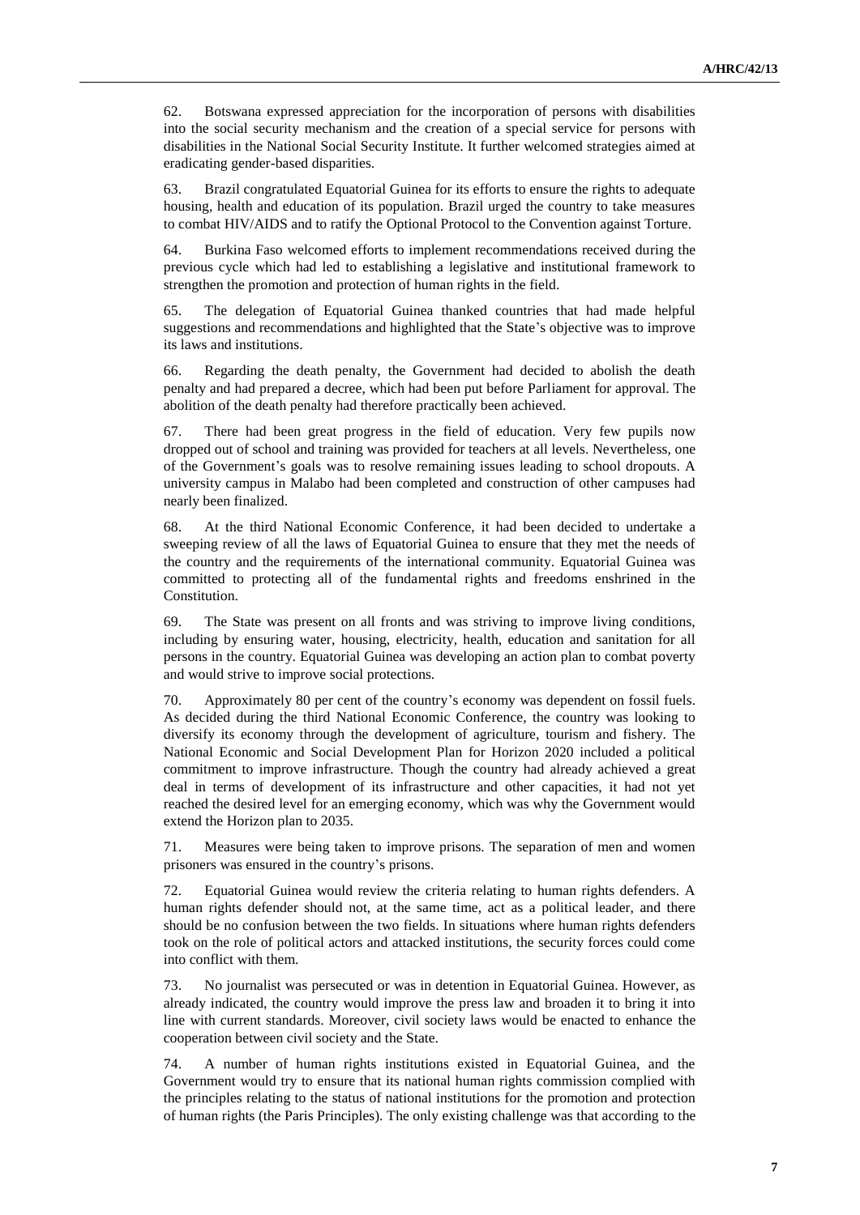62. Botswana expressed appreciation for the incorporation of persons with disabilities into the social security mechanism and the creation of a special service for persons with disabilities in the National Social Security Institute. It further welcomed strategies aimed at eradicating gender-based disparities.

63. Brazil congratulated Equatorial Guinea for its efforts to ensure the rights to adequate housing, health and education of its population. Brazil urged the country to take measures to combat HIV/AIDS and to ratify the Optional Protocol to the Convention against Torture.

64. Burkina Faso welcomed efforts to implement recommendations received during the previous cycle which had led to establishing a legislative and institutional framework to strengthen the promotion and protection of human rights in the field.

65. The delegation of Equatorial Guinea thanked countries that had made helpful suggestions and recommendations and highlighted that the State's objective was to improve its laws and institutions.

66. Regarding the death penalty, the Government had decided to abolish the death penalty and had prepared a decree, which had been put before Parliament for approval. The abolition of the death penalty had therefore practically been achieved.

67. There had been great progress in the field of education. Very few pupils now dropped out of school and training was provided for teachers at all levels. Nevertheless, one of the Government's goals was to resolve remaining issues leading to school dropouts. A university campus in Malabo had been completed and construction of other campuses had nearly been finalized.

68. At the third National Economic Conference, it had been decided to undertake a sweeping review of all the laws of Equatorial Guinea to ensure that they met the needs of the country and the requirements of the international community. Equatorial Guinea was committed to protecting all of the fundamental rights and freedoms enshrined in the Constitution.

69. The State was present on all fronts and was striving to improve living conditions, including by ensuring water, housing, electricity, health, education and sanitation for all persons in the country. Equatorial Guinea was developing an action plan to combat poverty and would strive to improve social protections.

70. Approximately 80 per cent of the country's economy was dependent on fossil fuels. As decided during the third National Economic Conference, the country was looking to diversify its economy through the development of agriculture, tourism and fishery. The National Economic and Social Development Plan for Horizon 2020 included a political commitment to improve infrastructure. Though the country had already achieved a great deal in terms of development of its infrastructure and other capacities, it had not yet reached the desired level for an emerging economy, which was why the Government would extend the Horizon plan to 2035.

71. Measures were being taken to improve prisons. The separation of men and women prisoners was ensured in the country's prisons.

72. Equatorial Guinea would review the criteria relating to human rights defenders. A human rights defender should not, at the same time, act as a political leader, and there should be no confusion between the two fields. In situations where human rights defenders took on the role of political actors and attacked institutions, the security forces could come into conflict with them.

73. No journalist was persecuted or was in detention in Equatorial Guinea. However, as already indicated, the country would improve the press law and broaden it to bring it into line with current standards. Moreover, civil society laws would be enacted to enhance the cooperation between civil society and the State.

74. A number of human rights institutions existed in Equatorial Guinea, and the Government would try to ensure that its national human rights commission complied with the principles relating to the status of national institutions for the promotion and protection of human rights (the Paris Principles). The only existing challenge was that according to the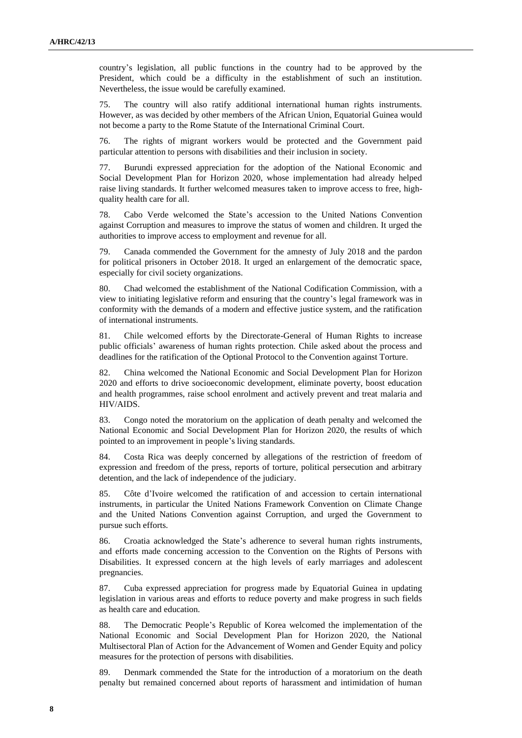country's legislation, all public functions in the country had to be approved by the President, which could be a difficulty in the establishment of such an institution. Nevertheless, the issue would be carefully examined.

75. The country will also ratify additional international human rights instruments. However, as was decided by other members of the African Union, Equatorial Guinea would not become a party to the Rome Statute of the International Criminal Court.

76. The rights of migrant workers would be protected and the Government paid particular attention to persons with disabilities and their inclusion in society.

77. Burundi expressed appreciation for the adoption of the National Economic and Social Development Plan for Horizon 2020, whose implementation had already helped raise living standards. It further welcomed measures taken to improve access to free, high-quality health care for all.

78. Cabo Verde welcomed the State's accession to the United Nations Convention against Corruption and measures to improve the status of women and children. It urged the authorities to improve access to employment and revenue for all.

79. Canada commended the Government for the amnesty of July 2018 and the pardon for political prisoners in October 2018. It urged an enlargement of the democratic space, especially for civil society organizations.

80. Chad welcomed the establishment of the National Codification Commission, with a view to initiating legislative reform and ensuring that the country's legal framework was in conformity with the demands of a modern and effective justice system, and the ratification of international instruments.

81. Chile welcomed efforts by the Directorate-General of Human Rights to increase public officials' awareness of human rights protection. Chile asked about the process and deadlines for the ratification of the Optional Protocol to the Convention against Torture.

82. China welcomed the National Economic and Social Development Plan for Horizon 2020 and efforts to drive socioeconomic development, eliminate poverty, boost education and health programmes, raise school enrolment and actively prevent and treat malaria and HIV/AIDS.

83. Congo noted the moratorium on the application of death penalty and welcomed the National Economic and Social Development Plan for Horizon 2020, the results of which pointed to an improvement in people's living standards.

84. Costa Rica was deeply concerned by allegations of the restriction of freedom of expression and freedom of the press, reports of torture, political persecution and arbitrary detention, and the lack of independence of the judiciary.

85. Côte d'Ivoire welcomed the ratification of and accession to certain international instruments, in particular the United Nations Framework Convention on Climate Change and the United Nations Convention against Corruption, and urged the Government to pursue such efforts.

86. Croatia acknowledged the State's adherence to several human rights instruments, and efforts made concerning accession to the Convention on the Rights of Persons with Disabilities. It expressed concern at the high levels of early marriages and adolescent pregnancies.

87. Cuba expressed appreciation for progress made by Equatorial Guinea in updating legislation in various areas and efforts to reduce poverty and make progress in such fields as health care and education.

88. The Democratic People's Republic of Korea welcomed the implementation of the National Economic and Social Development Plan for Horizon 2020, the National Multisectoral Plan of Action for the Advancement of Women and Gender Equity and policy measures for the protection of persons with disabilities.

89. Denmark commended the State for the introduction of a moratorium on the death penalty but remained concerned about reports of harassment and intimidation of human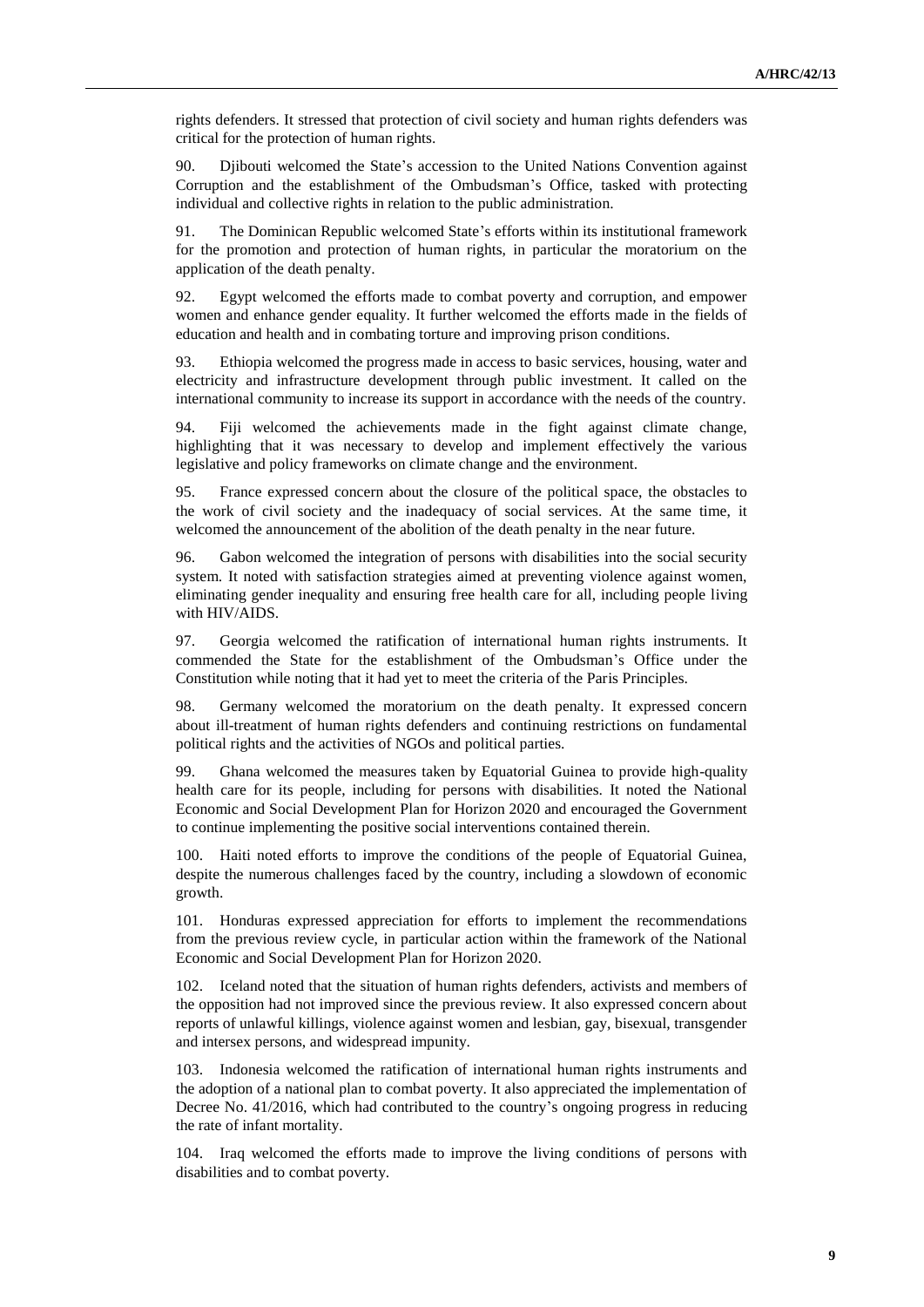rights defenders. It stressed that protection of civil society and human rights defenders was critical for the protection of human rights.

90. Djibouti welcomed the State's accession to the United Nations Convention against Corruption and the establishment of the Ombudsman's Office, tasked with protecting individual and collective rights in relation to the public administration.

91. The Dominican Republic welcomed State's efforts within its institutional framework for the promotion and protection of human rights, in particular the moratorium on the application of the death penalty.

92. Egypt welcomed the efforts made to combat poverty and corruption, and empower women and enhance gender equality. It further welcomed the efforts made in the fields of education and health and in combating torture and improving prison conditions.

93. Ethiopia welcomed the progress made in access to basic services, housing, water and electricity and infrastructure development through public investment. It called on the international community to increase its support in accordance with the needs of the country.

94. Fiji welcomed the achievements made in the fight against climate change, highlighting that it was necessary to develop and implement effectively the various legislative and policy frameworks on climate change and the environment.

95. France expressed concern about the closure of the political space, the obstacles to the work of civil society and the inadequacy of social services. At the same time, it welcomed the announcement of the abolition of the death penalty in the near future.

96. Gabon welcomed the integration of persons with disabilities into the social security system. It noted with satisfaction strategies aimed at preventing violence against women, eliminating gender inequality and ensuring free health care for all, including people living with HIV/AIDS.

97. Georgia welcomed the ratification of international human rights instruments. It commended the State for the establishment of the Ombudsman's Office under the Constitution while noting that it had yet to meet the criteria of the Paris Principles.

98. Germany welcomed the moratorium on the death penalty. It expressed concern about ill-treatment of human rights defenders and continuing restrictions on fundamental political rights and the activities of NGOs and political parties.

99. Ghana welcomed the measures taken by Equatorial Guinea to provide high-quality health care for its people, including for persons with disabilities. It noted the National Economic and Social Development Plan for Horizon 2020 and encouraged the Government to continue implementing the positive social interventions contained therein.

100. Haiti noted efforts to improve the conditions of the people of Equatorial Guinea, despite the numerous challenges faced by the country, including a slowdown of economic growth.

101. Honduras expressed appreciation for efforts to implement the recommendations from the previous review cycle, in particular action within the framework of the National Economic and Social Development Plan for Horizon 2020.

102. Iceland noted that the situation of human rights defenders, activists and members of the opposition had not improved since the previous review. It also expressed concern about reports of unlawful killings, violence against women and lesbian, gay, bisexual, transgender and intersex persons, and widespread impunity.

103. Indonesia welcomed the ratification of international human rights instruments and the adoption of a national plan to combat poverty. It also appreciated the implementation of Decree No. 41/2016, which had contributed to the country's ongoing progress in reducing the rate of infant mortality.

104. Iraq welcomed the efforts made to improve the living conditions of persons with disabilities and to combat poverty.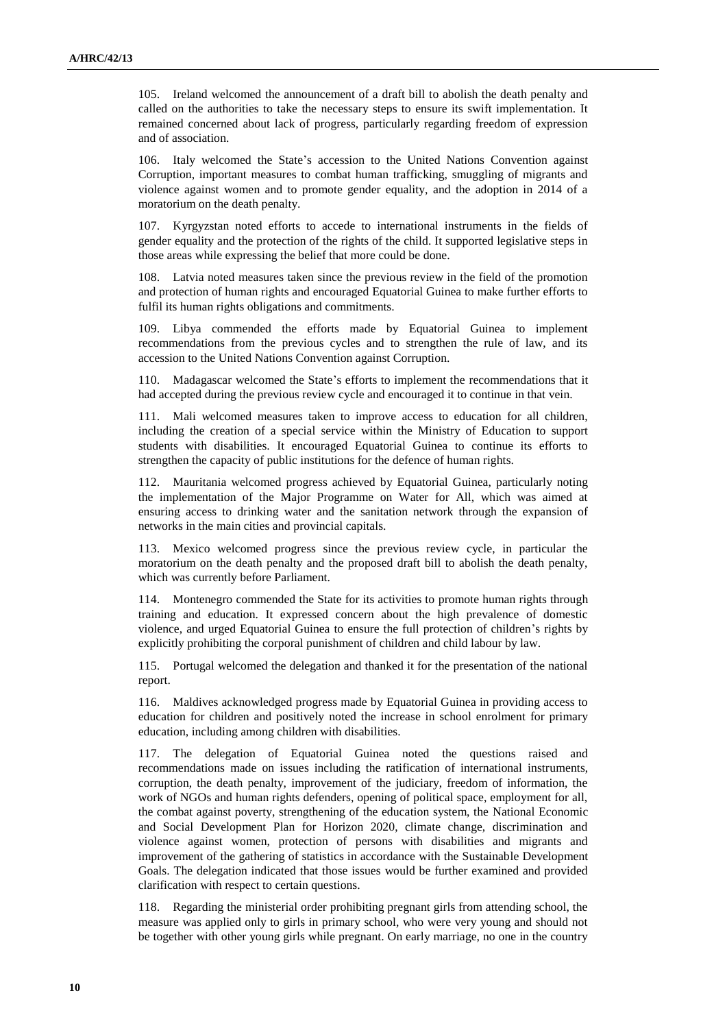105. Ireland welcomed the announcement of a draft bill to abolish the death penalty and called on the authorities to take the necessary steps to ensure its swift implementation. It remained concerned about lack of progress, particularly regarding freedom of expression and of association.

106. Italy welcomed the State's accession to the United Nations Convention against Corruption, important measures to combat human trafficking, smuggling of migrants and violence against women and to promote gender equality, and the adoption in 2014 of a moratorium on the death penalty.

107. Kyrgyzstan noted efforts to accede to international instruments in the fields of gender equality and the protection of the rights of the child. It supported legislative steps in those areas while expressing the belief that more could be done.

108. Latvia noted measures taken since the previous review in the field of the promotion and protection of human rights and encouraged Equatorial Guinea to make further efforts to fulfil its human rights obligations and commitments.

109. Libya commended the efforts made by Equatorial Guinea to implement recommendations from the previous cycles and to strengthen the rule of law, and its accession to the United Nations Convention against Corruption.

110. Madagascar welcomed the State's efforts to implement the recommendations that it had accepted during the previous review cycle and encouraged it to continue in that vein.

111. Mali welcomed measures taken to improve access to education for all children, including the creation of a special service within the Ministry of Education to support students with disabilities. It encouraged Equatorial Guinea to continue its efforts to strengthen the capacity of public institutions for the defence of human rights.

112. Mauritania welcomed progress achieved by Equatorial Guinea, particularly noting the implementation of the Major Programme on Water for All, which was aimed at ensuring access to drinking water and the sanitation network through the expansion of networks in the main cities and provincial capitals.

113. Mexico welcomed progress since the previous review cycle, in particular the moratorium on the death penalty and the proposed draft bill to abolish the death penalty, which was currently before Parliament.

114. Montenegro commended the State for its activities to promote human rights through training and education. It expressed concern about the high prevalence of domestic violence, and urged Equatorial Guinea to ensure the full protection of children's rights by explicitly prohibiting the corporal punishment of children and child labour by law.

115. Portugal welcomed the delegation and thanked it for the presentation of the national report.

116. Maldives acknowledged progress made by Equatorial Guinea in providing access to education for children and positively noted the increase in school enrolment for primary education, including among children with disabilities.

117. The delegation of Equatorial Guinea noted the questions raised and recommendations made on issues including the ratification of international instruments, corruption, the death penalty, improvement of the judiciary, freedom of information, the work of NGOs and human rights defenders, opening of political space, employment for all, the combat against poverty, strengthening of the education system, the National Economic and Social Development Plan for Horizon 2020, climate change, discrimination and violence against women, protection of persons with disabilities and migrants and improvement of the gathering of statistics in accordance with the Sustainable Development Goals. The delegation indicated that those issues would be further examined and provided clarification with respect to certain questions.

118. Regarding the ministerial order prohibiting pregnant girls from attending school, the measure was applied only to girls in primary school, who were very young and should not be together with other young girls while pregnant. On early marriage, no one in the country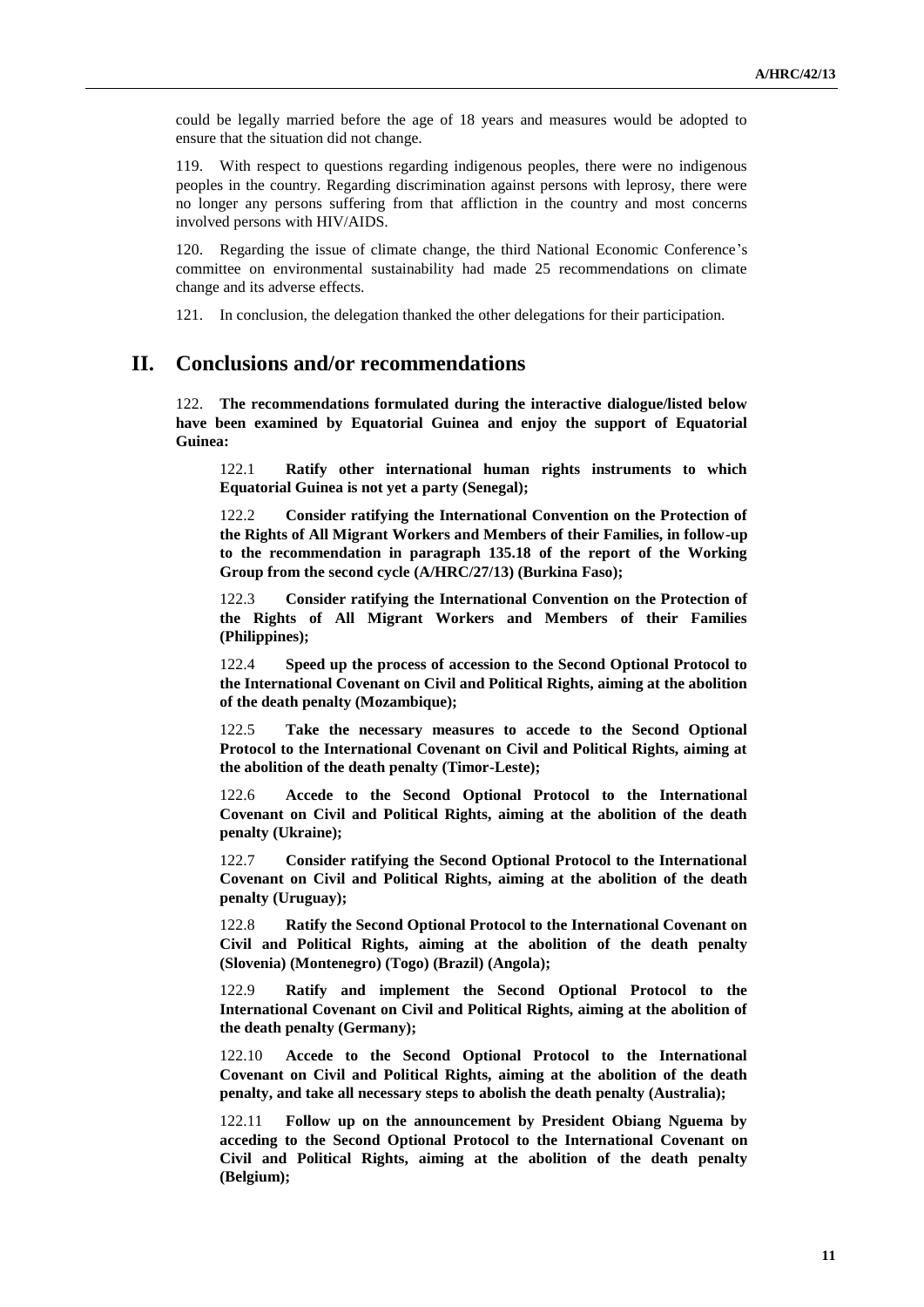could be legally married before the age of 18 years and measures would be adopted to ensure that the situation did not change.

119. With respect to questions regarding indigenous peoples, there were no indigenous peoples in the country. Regarding discrimination against persons with leprosy, there were no longer any persons suffering from that affliction in the country and most concerns involved persons with HIV/AIDS.

120. Regarding the issue of climate change, the third National Economic Conference's committee on environmental sustainability had made 25 recommendations on climate change and its adverse effects.

121. In conclusion, the delegation thanked the other delegations for their participation.

## II. Conclusions and/or recommendations

122. **The recommendations formulated during the interactive dialogue/listed below have been examined by Equatorial Guinea and enjoy the support of Equatorial Guinea:**

122.1 **Ratify other international human rights instruments to which Equatorial Guinea is not yet a party (Senegal);**

122.2 **Consider ratifying the International Convention on the Protection of the Rights of All Migrant Workers and Members of their Families, in follow-up to the recommendation in paragraph 135.18 of the report of the Working Group from the second cycle (A/HRC/27/13) (Burkina Faso);**

122.3 **Consider ratifying the International Convention on the Protection of the Rights of All Migrant Workers and Members of their Families (Philippines);**

122.4 **Speed up the process of accession to the Second Optional Protocol to the International Covenant on Civil and Political Rights, aiming at the abolition of the death penalty (Mozambique);**

122.5 **Take the necessary measures to accede to the Second Optional Protocol to the International Covenant on Civil and Political Rights, aiming at the abolition of the death penalty (Timor-Leste);**

122.6 **Accede to the Second Optional Protocol to the International Covenant on Civil and Political Rights, aiming at the abolition of the death penalty (Ukraine);**

122.7 **Consider ratifying the Second Optional Protocol to the International Covenant on Civil and Political Rights, aiming at the abolition of the death penalty (Uruguay);**

122.8 **Ratify the Second Optional Protocol to the International Covenant on Civil and Political Rights, aiming at the abolition of the death penalty (Slovenia) (Montenegro) (Togo) (Brazil) (Angola);**

122.9 **Ratify and implement the Second Optional Protocol to the International Covenant on Civil and Political Rights, aiming at the abolition of the death penalty (Germany);**

122.10 **Accede to the Second Optional Protocol to the International Covenant on Civil and Political Rights, aiming at the abolition of the death penalty, and take all necessary steps to abolish the death penalty (Australia);**

122.11 **Follow up on the announcement by President Obiang Nguema by acceding to the Second Optional Protocol to the International Covenant on Civil and Political Rights, aiming at the abolition of the death penalty (Belgium);**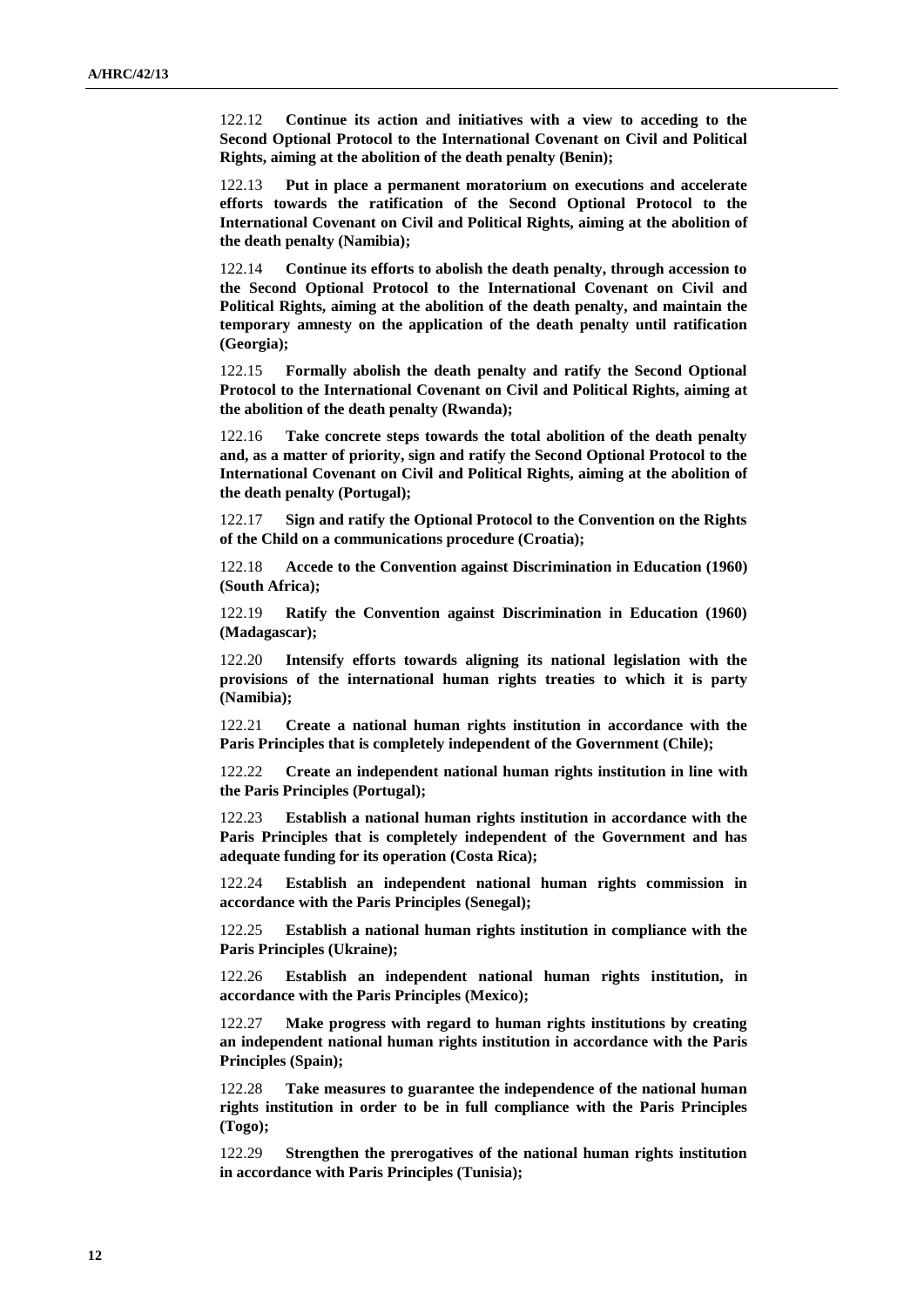122.12 **Continue its action and initiatives with a view to acceding to the Second Optional Protocol to the International Covenant on Civil and Political Rights, aiming at the abolition of the death penalty (Benin);**

122.13 **Put in place a permanent moratorium on executions and accelerate efforts towards the ratification of the Second Optional Protocol to the International Covenant on Civil and Political Rights, aiming at the abolition of the death penalty (Namibia);**

122.14 **Continue its efforts to abolish the death penalty, through accession to the Second Optional Protocol to the International Covenant on Civil and Political Rights, aiming at the abolition of the death penalty, and maintain the temporary amnesty on the application of the death penalty until ratification (Georgia);**

122.15 **Formally abolish the death penalty and ratify the Second Optional Protocol to the International Covenant on Civil and Political Rights, aiming at the abolition of the death penalty (Rwanda);**

122.16 **Take concrete steps towards the total abolition of the death penalty and, as a matter of priority, sign and ratify the Second Optional Protocol to the International Covenant on Civil and Political Rights, aiming at the abolition of the death penalty (Portugal);**

122.17 **Sign and ratify the Optional Protocol to the Convention on the Rights of the Child on a communications procedure (Croatia);**

122.18 **Accede to the Convention against Discrimination in Education (1960) (South Africa);**

122.19 **Ratify the Convention against Discrimination in Education (1960) (Madagascar);**

122.20 **Intensify efforts towards aligning its national legislation with the provisions of the international human rights treaties to which it is party (Namibia);**

122.21 **Create a national human rights institution in accordance with the Paris Principles that is completely independent of the Government (Chile);**

122.22 **Create an independent national human rights institution in line with the Paris Principles (Portugal);**

122.23 **Establish a national human rights institution in accordance with the Paris Principles that is completely independent of the Government and has adequate funding for its operation (Costa Rica);**

122.24 **Establish an independent national human rights commission in accordance with the Paris Principles (Senegal);**

122.25 **Establish a national human rights institution in compliance with the Paris Principles (Ukraine);**

122.26 **Establish an independent national human rights institution, in accordance with the Paris Principles (Mexico);**

122.27 **Make progress with regard to human rights institutions by creating an independent national human rights institution in accordance with the Paris Principles (Spain);**

122.28 **Take measures to guarantee the independence of the national human rights institution in order to be in full compliance with the Paris Principles (Togo);**

122.29 **Strengthen the prerogatives of the national human rights institution in accordance with Paris Principles (Tunisia);**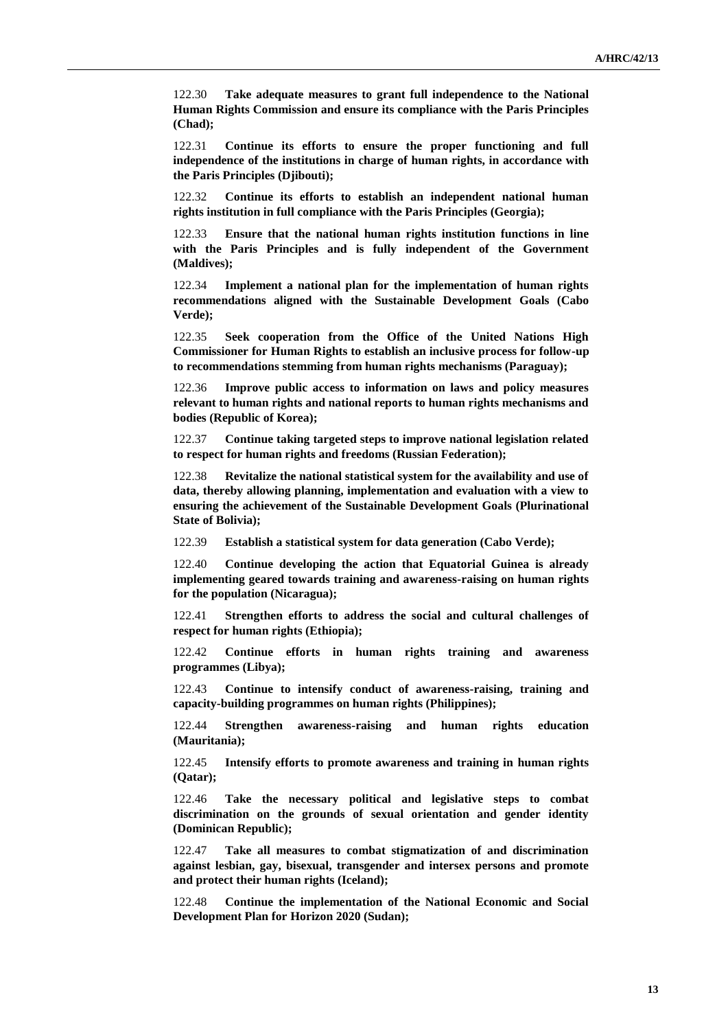122.30 **Take adequate measures to grant full independence to the National Human Rights Commission and ensure its compliance with the Paris Principles (Chad);**

122.31 **Continue its efforts to ensure the proper functioning and full independence of the institutions in charge of human rights, in accordance with the Paris Principles (Djibouti);**

122.32 **Continue its efforts to establish an independent national human rights institution in full compliance with the Paris Principles (Georgia);**

122.33 **Ensure that the national human rights institution functions in line with the Paris Principles and is fully independent of the Government (Maldives);**

122.34 **Implement a national plan for the implementation of human rights recommendations aligned with the Sustainable Development Goals (Cabo Verde);**

122.35 **Seek cooperation from the Office of the United Nations High Commissioner for Human Rights to establish an inclusive process for follow-up to recommendations stemming from human rights mechanisms (Paraguay);**

122.36 **Improve public access to information on laws and policy measures relevant to human rights and national reports to human rights mechanisms and bodies (Republic of Korea);**

122.37 **Continue taking targeted steps to improve national legislation related to respect for human rights and freedoms (Russian Federation);**

122.38 **Revitalize the national statistical system for the availability and use of data, thereby allowing planning, implementation and evaluation with a view to ensuring the achievement of the Sustainable Development Goals (Plurinational State of Bolivia);**

122.39 **Establish a statistical system for data generation (Cabo Verde);**

122.40 **Continue developing the action that Equatorial Guinea is already implementing geared towards training and awareness-raising on human rights for the population (Nicaragua);**

122.41 **Strengthen efforts to address the social and cultural challenges of respect for human rights (Ethiopia);**

122.42 **Continue efforts in human rights training and awareness programmes (Libya);**

122.43 **Continue to intensify conduct of awareness-raising, training and capacity-building programmes on human rights (Philippines);**

122.44 **Strengthen awareness-raising and human rights education (Mauritania);**

122.45 **Intensify efforts to promote awareness and training in human rights (Qatar);**

122.46 **Take the necessary political and legislative steps to combat discrimination on the grounds of sexual orientation and gender identity (Dominican Republic);**

122.47 **Take all measures to combat stigmatization of and discrimination against lesbian, gay, bisexual, transgender and intersex persons and promote and protect their human rights (Iceland);**

122.48 **Continue the implementation of the National Economic and Social Development Plan for Horizon 2020 (Sudan);**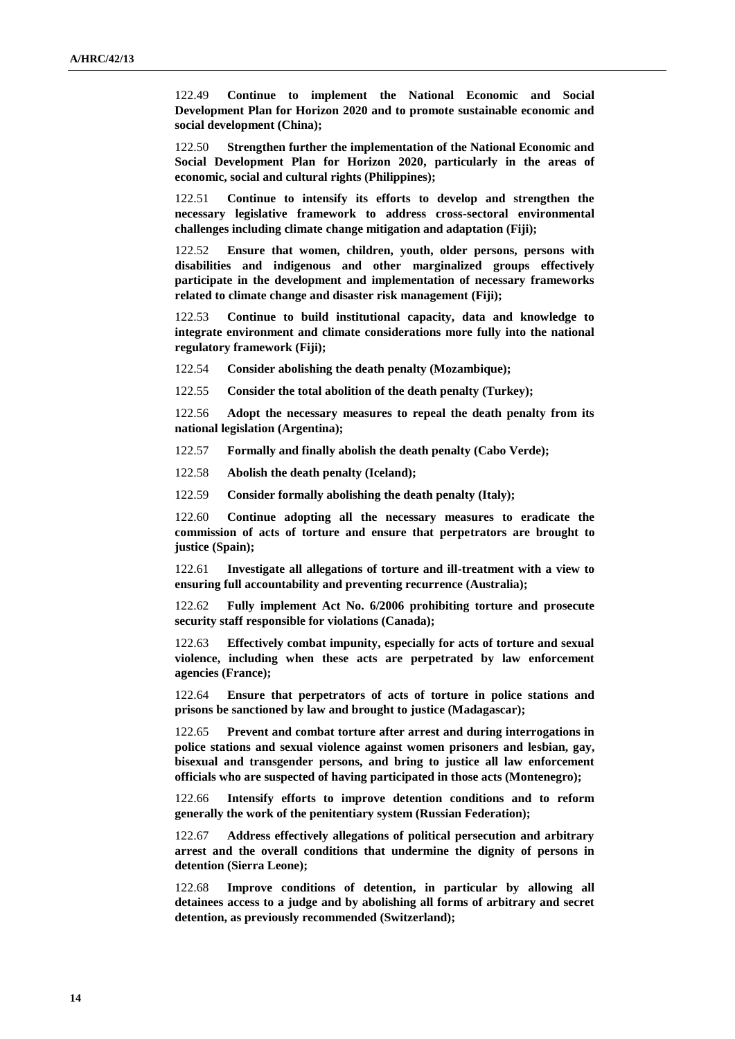122.49 **Continue to implement the National Economic and Social Development Plan for Horizon 2020 and to promote sustainable economic and social development (China);**

122.50 **Strengthen further the implementation of the National Economic and Social Development Plan for Horizon 2020, particularly in the areas of economic, social and cultural rights (Philippines);**

122.51 **Continue to intensify its efforts to develop and strengthen the necessary legislative framework to address cross-sectoral environmental challenges including climate change mitigation and adaptation (Fiji);**

122.52 **Ensure that women, children, youth, older persons, persons with disabilities and indigenous and other marginalized groups effectively participate in the development and implementation of necessary frameworks related to climate change and disaster risk management (Fiji);**

122.53 **Continue to build institutional capacity, data and knowledge to integrate environment and climate considerations more fully into the national regulatory framework (Fiji);**

122.54 **Consider abolishing the death penalty (Mozambique);**

122.55 **Consider the total abolition of the death penalty (Turkey);**

122.56 **Adopt the necessary measures to repeal the death penalty from its national legislation (Argentina);**

122.57 **Formally and finally abolish the death penalty (Cabo Verde);**

122.58 **Abolish the death penalty (Iceland);**

122.59 **Consider formally abolishing the death penalty (Italy);**

122.60 **Continue adopting all the necessary measures to eradicate the commission of acts of torture and ensure that perpetrators are brought to justice (Spain);**

122.61 **Investigate all allegations of torture and ill-treatment with a view to ensuring full accountability and preventing recurrence (Australia);**

122.62 **Fully implement Act No. 6/2006 prohibiting torture and prosecute security staff responsible for violations (Canada);**

122.63 **Effectively combat impunity, especially for acts of torture and sexual violence, including when these acts are perpetrated by law enforcement agencies (France);**

122.64 **Ensure that perpetrators of acts of torture in police stations and prisons be sanctioned by law and brought to justice (Madagascar);**

122.65 **Prevent and combat torture after arrest and during interrogations in police stations and sexual violence against women prisoners and lesbian, gay, bisexual and transgender persons, and bring to justice all law enforcement officials who are suspected of having participated in those acts (Montenegro);**

122.66 **Intensify efforts to improve detention conditions and to reform generally the work of the penitentiary system (Russian Federation);**

122.67 **Address effectively allegations of political persecution and arbitrary arrest and the overall conditions that undermine the dignity of persons in detention (Sierra Leone);**

122.68 **Improve conditions of detention, in particular by allowing all detainees access to a judge and by abolishing all forms of arbitrary and secret detention, as previously recommended (Switzerland);**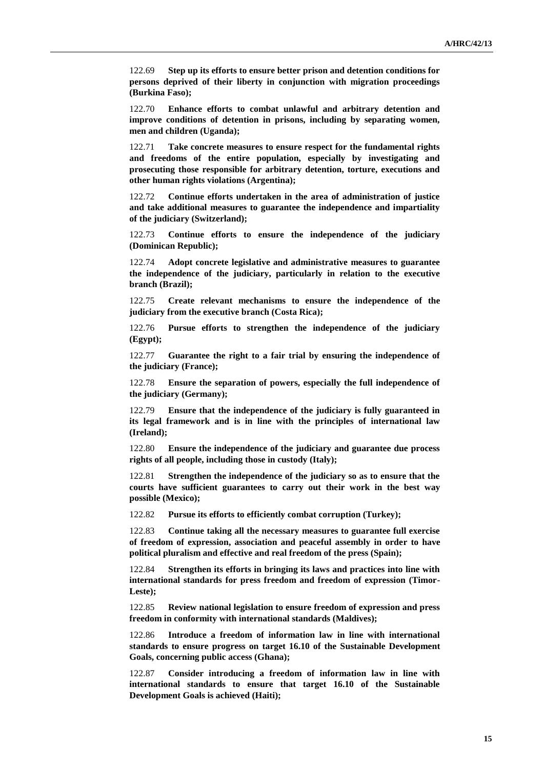122.69 **Step up its efforts to ensure better prison and detention conditions for persons deprived of their liberty in conjunction with migration proceedings (Burkina Faso);**

122.70 **Enhance efforts to combat unlawful and arbitrary detention and improve conditions of detention in prisons, including by separating women, men and children (Uganda);**

122.71 **Take concrete measures to ensure respect for the fundamental rights and freedoms of the entire population, especially by investigating and prosecuting those responsible for arbitrary detention, torture, executions and other human rights violations (Argentina);**

122.72 **Continue efforts undertaken in the area of administration of justice and take additional measures to guarantee the independence and impartiality of the judiciary (Switzerland);**

122.73 **Continue efforts to ensure the independence of the judiciary (Dominican Republic);**

122.74 **Adopt concrete legislative and administrative measures to guarantee the independence of the judiciary, particularly in relation to the executive branch (Brazil);**

122.75 **Create relevant mechanisms to ensure the independence of the judiciary from the executive branch (Costa Rica);**

122.76 **Pursue efforts to strengthen the independence of the judiciary (Egypt);**

122.77 **Guarantee the right to a fair trial by ensuring the independence of the judiciary (France);**

122.78 **Ensure the separation of powers, especially the full independence of the judiciary (Germany);**

122.79 **Ensure that the independence of the judiciary is fully guaranteed in its legal framework and is in line with the principles of international law (Ireland);**

122.80 **Ensure the independence of the judiciary and guarantee due process rights of all people, including those in custody (Italy);**

122.81 **Strengthen the independence of the judiciary so as to ensure that the courts have sufficient guarantees to carry out their work in the best way possible (Mexico);**

122.82 **Pursue its efforts to efficiently combat corruption (Turkey);**

122.83 **Continue taking all the necessary measures to guarantee full exercise of freedom of expression, association and peaceful assembly in order to have political pluralism and effective and real freedom of the press (Spain);**

122.84 **Strengthen its efforts in bringing its laws and practices into line with international standards for press freedom and freedom of expression (Timor-Leste);**

122.85 **Review national legislation to ensure freedom of expression and press freedom in conformity with international standards (Maldives);**

122.86 **Introduce a freedom of information law in line with international standards to ensure progress on target 16.10 of the Sustainable Development Goals, concerning public access (Ghana);**

122.87 **Consider introducing a freedom of information law in line with international standards to ensure that target 16.10 of the Sustainable Development Goals is achieved (Haiti);**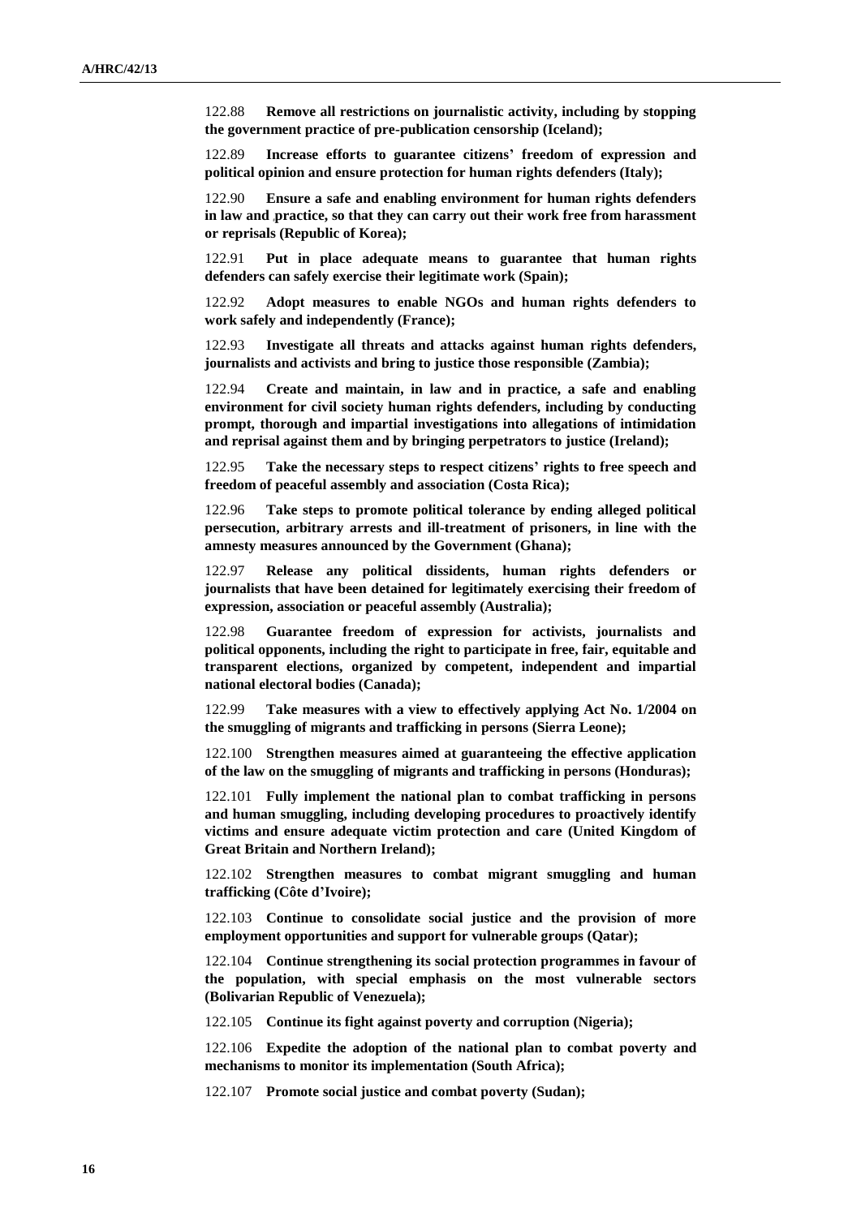122.88 **Remove all restrictions on journalistic activity, including by stopping the government practice of pre-publication censorship (Iceland);**

122.89 **Increase efforts to guarantee citizens' freedom of expression and political opinion and ensure protection for human rights defenders (Italy);**

122.90 **Ensure a safe and enabling environment for human rights defenders in law and practice, so that they can carry out their work free from harassment or reprisals (Republic of Korea);**

122.91 **Put in place adequate means to guarantee that human rights defenders can safely exercise their legitimate work (Spain);**

122.92 **Adopt measures to enable NGOs and human rights defenders to work safely and independently (France);**

122.93 **Investigate all threats and attacks against human rights defenders, journalists and activists and bring to justice those responsible (Zambia);**

122.94 **Create and maintain, in law and in practice, a safe and enabling environment for civil society human rights defenders, including by conducting prompt, thorough and impartial investigations into allegations of intimidation and reprisal against them and by bringing perpetrators to justice (Ireland);**

122.95 **Take the necessary steps to respect citizens' rights to free speech and freedom of peaceful assembly and association (Costa Rica);**

122.96 **Take steps to promote political tolerance by ending alleged political persecution, arbitrary arrests and ill-treatment of prisoners, in line with the amnesty measures announced by the Government (Ghana);**

122.97 **Release any political dissidents, human rights defenders or journalists that have been detained for legitimately exercising their freedom of expression, association or peaceful assembly (Australia);**

122.98 **Guarantee freedom of expression for activists, journalists and political opponents, including the right to participate in free, fair, equitable and transparent elections, organized by competent, independent and impartial national electoral bodies (Canada);**

122.99 **Take measures with a view to effectively applying Act No. 1/2004 on the smuggling of migrants and trafficking in persons (Sierra Leone);**

122.100 **Strengthen measures aimed at guaranteeing the effective application of the law on the smuggling of migrants and trafficking in persons (Honduras);**

122.101 **Fully implement the national plan to combat trafficking in persons and human smuggling, including developing procedures to proactively identify victims and ensure adequate victim protection and care (United Kingdom of Great Britain and Northern Ireland);**

122.102 **Strengthen measures to combat migrant smuggling and human trafficking (Côte d'Ivoire);**

122.103 **Continue to consolidate social justice and the provision of more employment opportunities and support for vulnerable groups (Qatar);**

122.104 **Continue strengthening its social protection programmes in favour of the population, with special emphasis on the most vulnerable sectors (Bolivarian Republic of Venezuela);**

122.105 **Continue its fight against poverty and corruption (Nigeria);**

122.106 **Expedite the adoption of the national plan to combat poverty and mechanisms to monitor its implementation (South Africa);**

122.107 **Promote social justice and combat poverty (Sudan);**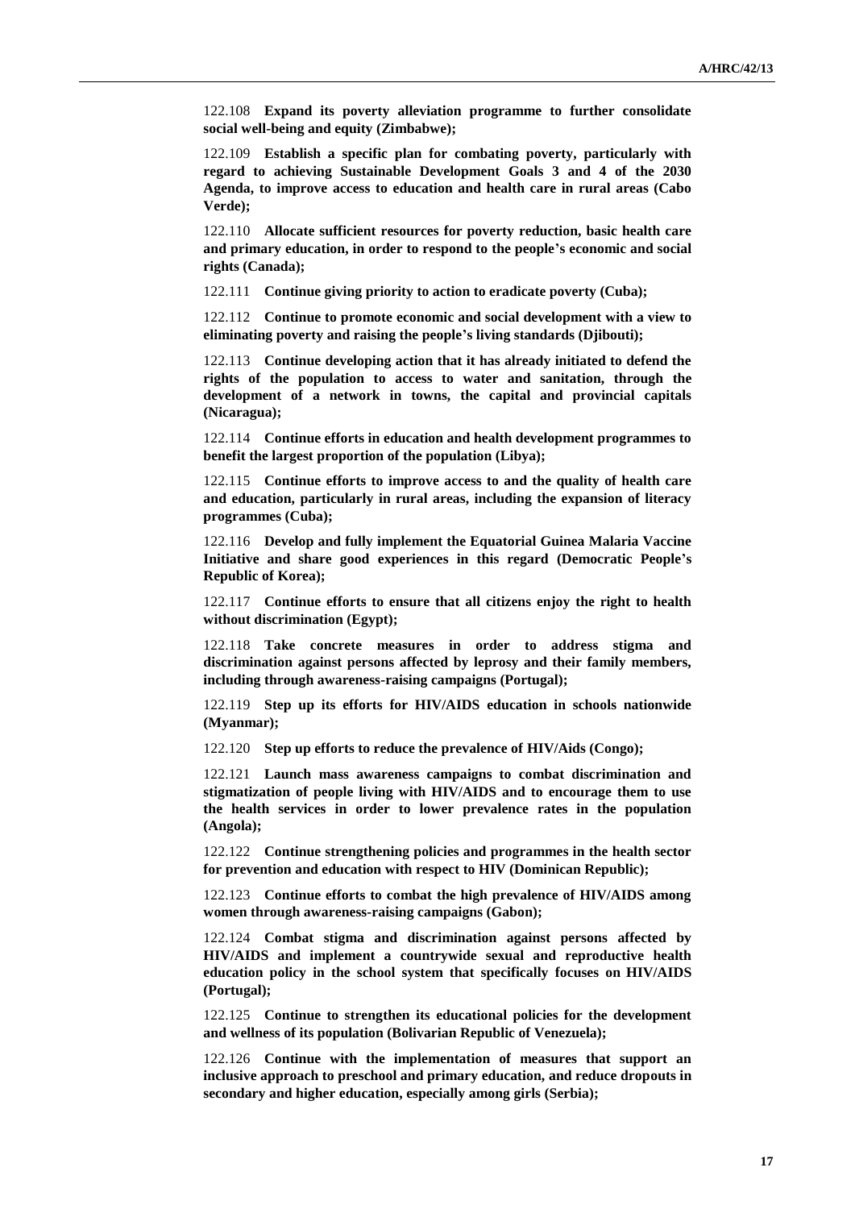122.108 **Expand its poverty alleviation programme to further consolidate social well-being and equity (Zimbabwe);**

122.109 **Establish a specific plan for combating poverty, particularly with regard to achieving Sustainable Development Goals 3 and 4 of the 2030 Agenda, to improve access to education and health care in rural areas (Cabo Verde);**

122.110 **Allocate sufficient resources for poverty reduction, basic health care and primary education, in order to respond to the people's economic and social rights (Canada);**

122.111 **Continue giving priority to action to eradicate poverty (Cuba);**

122.112 **Continue to promote economic and social development with a view to eliminating poverty and raising the people's living standards (Djibouti);**

122.113 **Continue developing action that it has already initiated to defend the rights of the population to access to water and sanitation, through the development of a network in towns, the capital and provincial capitals (Nicaragua);**

122.114 **Continue efforts in education and health development programmes to benefit the largest proportion of the population (Libya);**

122.115 **Continue efforts to improve access to and the quality of health care and education, particularly in rural areas, including the expansion of literacy programmes (Cuba);**

122.116 **Develop and fully implement the Equatorial Guinea Malaria Vaccine Initiative and share good experiences in this regard (Democratic People's Republic of Korea);**

122.117 **Continue efforts to ensure that all citizens enjoy the right to health without discrimination (Egypt);**

122.118 **Take concrete measures in order to address stigma and discrimination against persons affected by leprosy and their family members, including through awareness-raising campaigns (Portugal);**

122.119 **Step up its efforts for HIV/AIDS education in schools nationwide (Myanmar);**

122.120 **Step up efforts to reduce the prevalence of HIV/Aids (Congo);**

122.121 **Launch mass awareness campaigns to combat discrimination and stigmatization of people living with HIV/AIDS and to encourage them to use the health services in order to lower prevalence rates in the population (Angola);**

122.122 **Continue strengthening policies and programmes in the health sector for prevention and education with respect to HIV (Dominican Republic);**

122.123 **Continue efforts to combat the high prevalence of HIV/AIDS among women through awareness-raising campaigns (Gabon);**

122.124 **Combat stigma and discrimination against persons affected by HIV/AIDS and implement a countrywide sexual and reproductive health education policy in the school system that specifically focuses on HIV/AIDS (Portugal);**

122.125 **Continue to strengthen its educational policies for the development and wellness of its population (Bolivarian Republic of Venezuela);**

122.126 **Continue with the implementation of measures that support an inclusive approach to preschool and primary education, and reduce dropouts in secondary and higher education, especially among girls (Serbia);**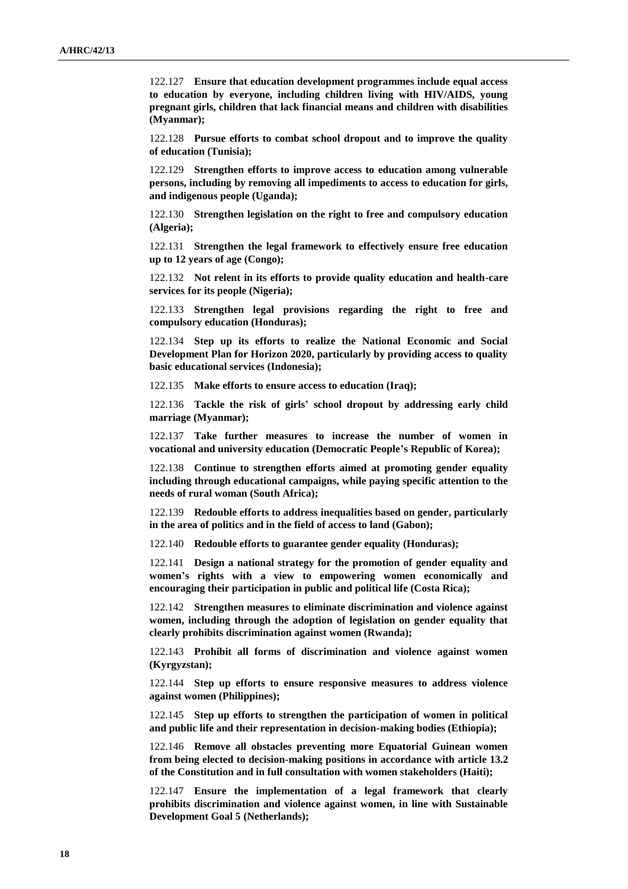122.127 **Ensure that education development programmes include equal access to education by everyone, including children living with HIV/AIDS, young pregnant girls, children that lack financial means and children with disabilities (Myanmar);**

122.128 **Pursue efforts to combat school dropout and to improve the quality of education (Tunisia);**

122.129 **Strengthen efforts to improve access to education among vulnerable persons, including by removing all impediments to access to education for girls, and indigenous people (Uganda);**

122.130 **Strengthen legislation on the right to free and compulsory education (Algeria);**

122.131 **Strengthen the legal framework to effectively ensure free education up to 12 years of age (Congo);**

122.132 **Not relent in its efforts to provide quality education and health-care services for its people (Nigeria);**

122.133 **Strengthen legal provisions regarding the right to free and compulsory education (Honduras);**

122.134 **Step up its efforts to realize the National Economic and Social Development Plan for Horizon 2020, particularly by providing access to quality basic educational services (Indonesia);**

122.135 **Make efforts to ensure access to education (Iraq);**

122.136 **Tackle the risk of girls' school dropout by addressing early child marriage (Myanmar);**

122.137 **Take further measures to increase the number of women in vocational and university education (Democratic People's Republic of Korea);**

122.138 **Continue to strengthen efforts aimed at promoting gender equality including through educational campaigns, while paying specific attention to the needs of rural woman (South Africa);**

122.139 **Redouble efforts to address inequalities based on gender, particularly in the area of politics and in the field of access to land (Gabon);**

122.140 **Redouble efforts to guarantee gender equality (Honduras);**

122.141 **Design a national strategy for the promotion of gender equality and women's rights with a view to empowering women economically and encouraging their participation in public and political life (Costa Rica);**

122.142 **Strengthen measures to eliminate discrimination and violence against women, including through the adoption of legislation on gender equality that clearly prohibits discrimination against women (Rwanda);**

122.143 **Prohibit all forms of discrimination and violence against women (Kyrgyzstan);**

122.144 **Step up efforts to ensure responsive measures to address violence against women (Philippines);**

122.145 **Step up efforts to strengthen the participation of women in political and public life and their representation in decision-making bodies (Ethiopia);**

122.146 **Remove all obstacles preventing more Equatorial Guinean women from being elected to decision-making positions in accordance with article 13.2 of the Constitution and in full consultation with women stakeholders (Haiti);**

122.147 **Ensure the implementation of a legal framework that clearly prohibits discrimination and violence against women, in line with Sustainable Development Goal 5 (Netherlands);**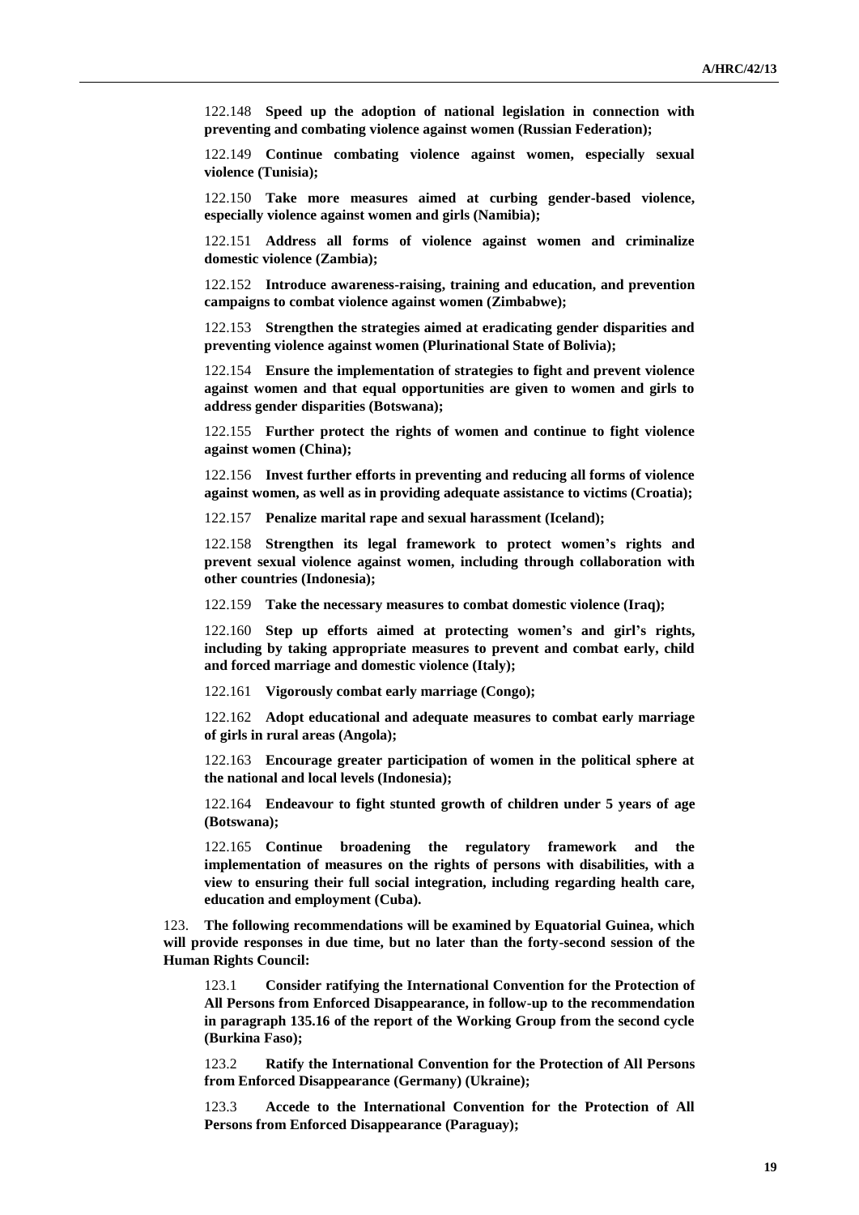122.148 **Speed up the adoption of national legislation in connection with preventing and combating violence against women (Russian Federation);**

122.149 **Continue combating violence against women, especially sexual violence (Tunisia);**

122.150 **Take more measures aimed at curbing gender-based violence, especially violence against women and girls (Namibia);**

122.151 **Address all forms of violence against women and criminalize domestic violence (Zambia);**

122.152 **Introduce awareness-raising, training and education, and prevention campaigns to combat violence against women (Zimbabwe);**

122.153 **Strengthen the strategies aimed at eradicating gender disparities and preventing violence against women (Plurinational State of Bolivia);**

122.154 **Ensure the implementation of strategies to fight and prevent violence against women and that equal opportunities are given to women and girls to address gender disparities (Botswana);**

122.155 **Further protect the rights of women and continue to fight violence against women (China);**

122.156 **Invest further efforts in preventing and reducing all forms of violence against women, as well as in providing adequate assistance to victims (Croatia);**

122.157 **Penalize marital rape and sexual harassment (Iceland);**

122.158 **Strengthen its legal framework to protect women's rights and prevent sexual violence against women, including through collaboration with other countries (Indonesia);**

122.159 **Take the necessary measures to combat domestic violence (Iraq);**

122.160 **Step up efforts aimed at protecting women's and girl's rights, including by taking appropriate measures to prevent and combat early, child and forced marriage and domestic violence (Italy);**

122.161 **Vigorously combat early marriage (Congo);**

122.162 **Adopt educational and adequate measures to combat early marriage of girls in rural areas (Angola);**

122.163 **Encourage greater participation of women in the political sphere at the national and local levels (Indonesia);**

122.164 **Endeavour to fight stunted growth of children under 5 years of age (Botswana);**

122.165 **Continue broadening the regulatory framework and the implementation of measures on the rights of persons with disabilities, with a view to ensuring their full social integration, including regarding health care, education and employment (Cuba).**

123. **The following recommendations will be examined by Equatorial Guinea, which will provide responses in due time, but no later than the forty-second session of the Human Rights Council:**

123.1 **Consider ratifying the International Convention for the Protection of All Persons from Enforced Disappearance, in follow-up to the recommendation in paragraph 135.16 of the report of the Working Group from the second cycle (Burkina Faso);**

123.2 **Ratify the International Convention for the Protection of All Persons from Enforced Disappearance (Germany) (Ukraine);**

123.3 **Accede to the International Convention for the Protection of All Persons from Enforced Disappearance (Paraguay);**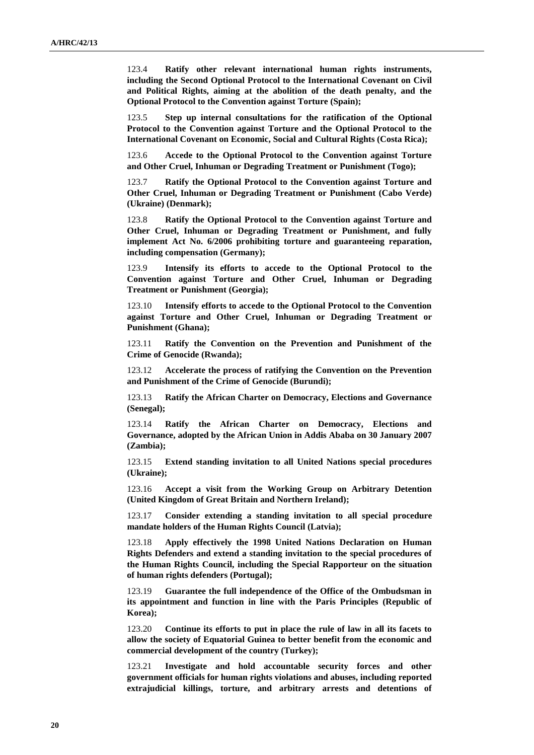123.4 **Ratify other relevant international human rights instruments, including the Second Optional Protocol to the International Covenant on Civil and Political Rights, aiming at the abolition of the death penalty, and the Optional Protocol to the Convention against Torture (Spain);**

123.5 **Step up internal consultations for the ratification of the Optional Protocol to the Convention against Torture and the Optional Protocol to the International Covenant on Economic, Social and Cultural Rights (Costa Rica);**

123.6 **Accede to the Optional Protocol to the Convention against Torture and Other Cruel, Inhuman or Degrading Treatment or Punishment (Togo);**

123.7 **Ratify the Optional Protocol to the Convention against Torture and Other Cruel, Inhuman or Degrading Treatment or Punishment (Cabo Verde) (Ukraine) (Denmark);**

123.8 **Ratify the Optional Protocol to the Convention against Torture and Other Cruel, Inhuman or Degrading Treatment or Punishment, and fully implement Act No. 6/2006 prohibiting torture and guaranteeing reparation, including compensation (Germany);**

123.9 **Intensify its efforts to accede to the Optional Protocol to the Convention against Torture and Other Cruel, Inhuman or Degrading Treatment or Punishment (Georgia);**

123.10 **Intensify efforts to accede to the Optional Protocol to the Convention against Torture and Other Cruel, Inhuman or Degrading Treatment or Punishment (Ghana);**

123.11 **Ratify the Convention on the Prevention and Punishment of the Crime of Genocide (Rwanda);**

123.12 **Accelerate the process of ratifying the Convention on the Prevention and Punishment of the Crime of Genocide (Burundi);**

123.13 **Ratify the African Charter on Democracy, Elections and Governance (Senegal);**

123.14 **Ratify the African Charter on Democracy, Elections and Governance, adopted by the African Union in Addis Ababa on 30 January 2007 (Zambia);**

123.15 **Extend standing invitation to all United Nations special procedures (Ukraine);**

123.16 **Accept a visit from the Working Group on Arbitrary Detention (United Kingdom of Great Britain and Northern Ireland);**

123.17 **Consider extending a standing invitation to all special procedure mandate holders of the Human Rights Council (Latvia);**

123.18 **Apply effectively the 1998 United Nations Declaration on Human Rights Defenders and extend a standing invitation to the special procedures of the Human Rights Council, including the Special Rapporteur on the situation of human rights defenders (Portugal);**

123.19 **Guarantee the full independence of the Office of the Ombudsman in its appointment and function in line with the Paris Principles (Republic of Korea);**

123.20 **Continue its efforts to put in place the rule of law in all its facets to allow the society of Equatorial Guinea to better benefit from the economic and commercial development of the country (Turkey);**

123.21 **Investigate and hold accountable security forces and other government officials for human rights violations and abuses, including reported extrajudicial killings, torture, and arbitrary arrests and detentions of**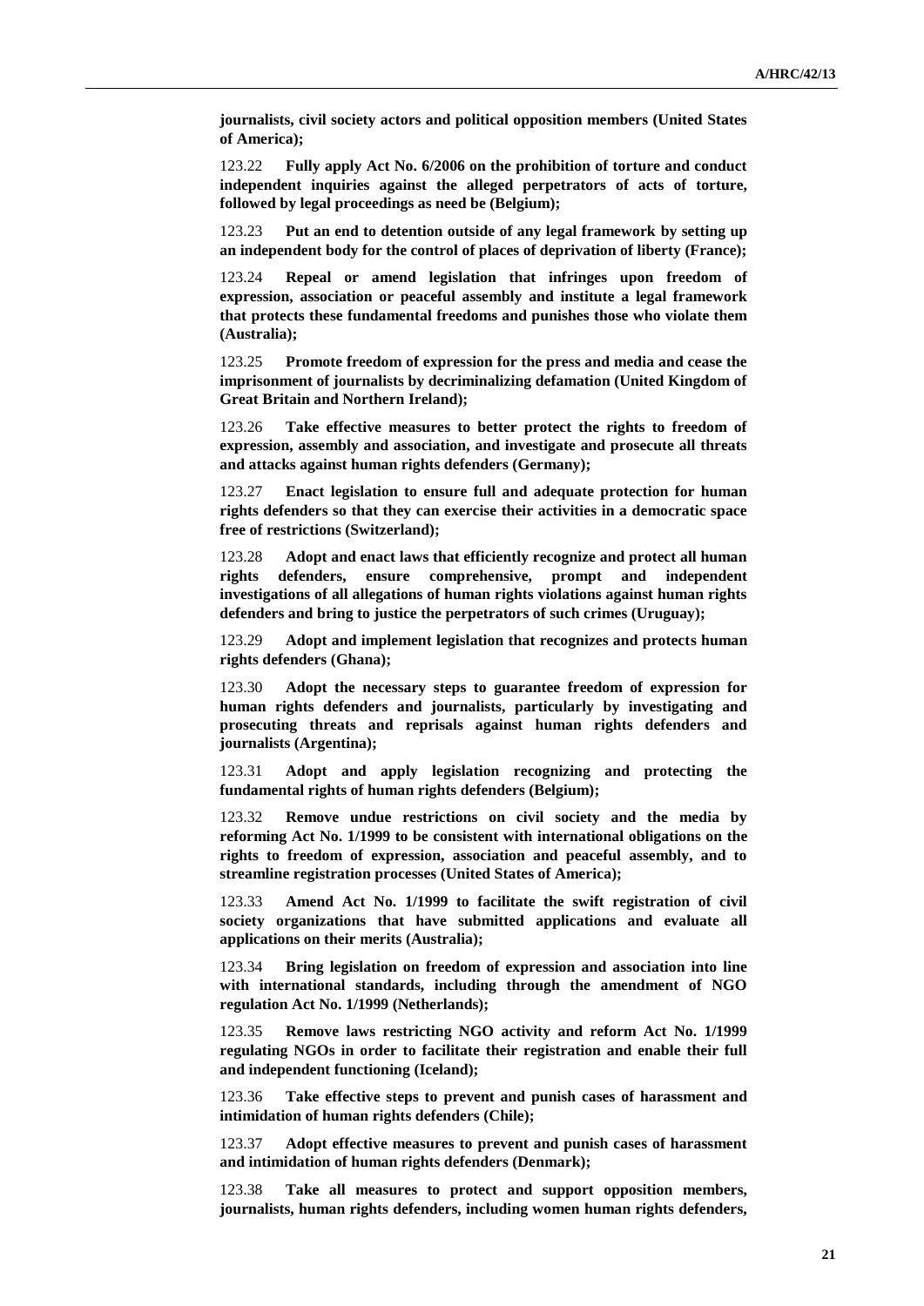**journalists, civil society actors and political opposition members (United States of America);**

123.22 **Fully apply Act No. 6/2006 on the prohibition of torture and conduct independent inquiries against the alleged perpetrators of acts of torture, followed by legal proceedings as need be (Belgium);**

123.23 **Put an end to detention outside of any legal framework by setting up an independent body for the control of places of deprivation of liberty (France);**

123.24 **Repeal or amend legislation that infringes upon freedom of expression, association or peaceful assembly and institute a legal framework that protects these fundamental freedoms and punishes those who violate them (Australia);**

123.25 **Promote freedom of expression for the press and media and cease the imprisonment of journalists by decriminalizing defamation (United Kingdom of Great Britain and Northern Ireland);**

123.26 **Take effective measures to better protect the rights to freedom of expression, assembly and association, and investigate and prosecute all threats and attacks against human rights defenders (Germany);**

123.27 **Enact legislation to ensure full and adequate protection for human rights defenders so that they can exercise their activities in a democratic space free of restrictions (Switzerland);**

123.28 **Adopt and enact laws that efficiently recognize and protect all human rights defenders, ensure comprehensive, prompt and independent investigations of all allegations of human rights violations against human rights defenders and bring to justice the perpetrators of such crimes (Uruguay);**

123.29 **Adopt and implement legislation that recognizes and protects human rights defenders (Ghana);**

123.30 **Adopt the necessary steps to guarantee freedom of expression for human rights defenders and journalists, particularly by investigating and prosecuting threats and reprisals against human rights defenders and journalists (Argentina);**

123.31 **Adopt and apply legislation recognizing and protecting the fundamental rights of human rights defenders (Belgium);**

123.32 **Remove undue restrictions on civil society and the media by reforming Act No. 1/1999 to be consistent with international obligations on the rights to freedom of expression, association and peaceful assembly, and to streamline registration processes (United States of America);**

123.33 **Amend Act No. 1/1999 to facilitate the swift registration of civil society organizations that have submitted applications and evaluate all applications on their merits (Australia);**

123.34 **Bring legislation on freedom of expression and association into line with international standards, including through the amendment of NGO regulation Act No. 1/1999 (Netherlands);**

123.35 **Remove laws restricting NGO activity and reform Act No. 1/1999 regulating NGOs in order to facilitate their registration and enable their full and independent functioning (Iceland);**

123.36 **Take effective steps to prevent and punish cases of harassment and intimidation of human rights defenders (Chile);**

123.37 **Adopt effective measures to prevent and punish cases of harassment and intimidation of human rights defenders (Denmark);**

123.38 **Take all measures to protect and support opposition members, journalists, human rights defenders, including women human rights defenders,**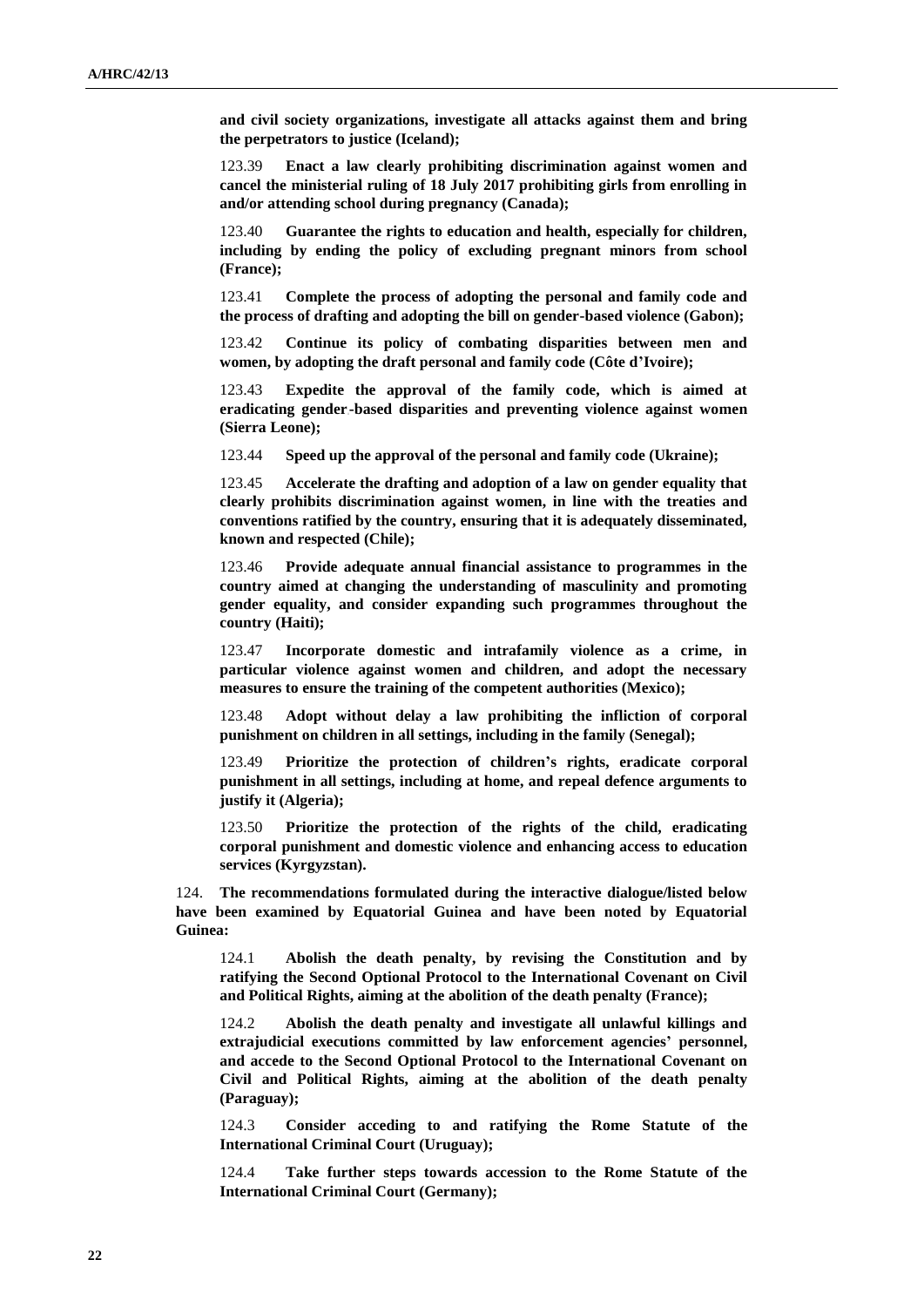**and civil society organizations, investigate all attacks against them and bring the perpetrators to justice (Iceland);**

123.39 **Enact a law clearly prohibiting discrimination against women and cancel the ministerial ruling of 18 July 2017 prohibiting girls from enrolling in and/or attending school during pregnancy (Canada);**

123.40 **Guarantee the rights to education and health, especially for children, including by ending the policy of excluding pregnant minors from school (France);**

123.41 **Complete the process of adopting the personal and family code and the process of drafting and adopting the bill on gender-based violence (Gabon);**

123.42 **Continue its policy of combating disparities between men and women, by adopting the draft personal and family code (Côte d'Ivoire);**

123.43 **Expedite the approval of the family code, which is aimed at eradicating gender-based disparities and preventing violence against women (Sierra Leone);**

123.44 **Speed up the approval of the personal and family code (Ukraine);**

123.45 **Accelerate the drafting and adoption of a law on gender equality that clearly prohibits discrimination against women, in line with the treaties and conventions ratified by the country, ensuring that it is adequately disseminated, known and respected (Chile);**

123.46 **Provide adequate annual financial assistance to programmes in the country aimed at changing the understanding of masculinity and promoting gender equality, and consider expanding such programmes throughout the country (Haiti);**

123.47 **Incorporate domestic and intrafamily violence as a crime, in particular violence against women and children, and adopt the necessary measures to ensure the training of the competent authorities (Mexico);**

123.48 **Adopt without delay a law prohibiting the infliction of corporal punishment on children in all settings, including in the family (Senegal);**

123.49 **Prioritize the protection of children's rights, eradicate corporal punishment in all settings, including at home, and repeal defence arguments to justify it (Algeria);**

123.50 **Prioritize the protection of the rights of the child, eradicating corporal punishment and domestic violence and enhancing access to education services (Kyrgyzstan).**

124. **The recommendations formulated during the interactive dialogue/listed below have been examined by Equatorial Guinea and have been noted by Equatorial Guinea:**

124.1 **Abolish the death penalty, by revising the Constitution and by ratifying the Second Optional Protocol to the International Covenant on Civil and Political Rights, aiming at the abolition of the death penalty (France);**

124.2 **Abolish the death penalty and investigate all unlawful killings and extrajudicial executions committed by law enforcement agencies' personnel, and accede to the Second Optional Protocol to the International Covenant on Civil and Political Rights, aiming at the abolition of the death penalty (Paraguay);**

124.3 **Consider acceding to and ratifying the Rome Statute of the International Criminal Court (Uruguay);**

124.4 **Take further steps towards accession to the Rome Statute of the International Criminal Court (Germany);**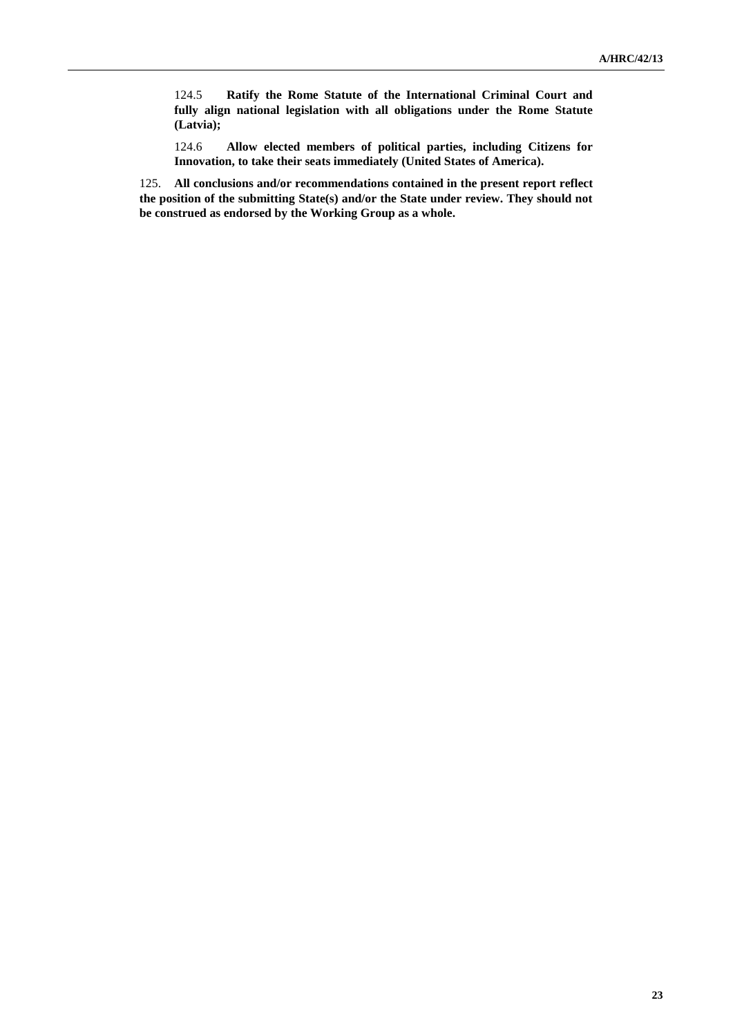124.5 **Ratify the Rome Statute of the International Criminal Court and fully align national legislation with all obligations under the Rome Statute (Latvia);**

124.6 **Allow elected members of political parties, including Citizens for Innovation, to take their seats immediately (United States of America).**

125. **All conclusions and/or recommendations contained in the present report reflect the position of the submitting State(s) and/or the State under review. They should not be construed as endorsed by the Working Group as a whole.**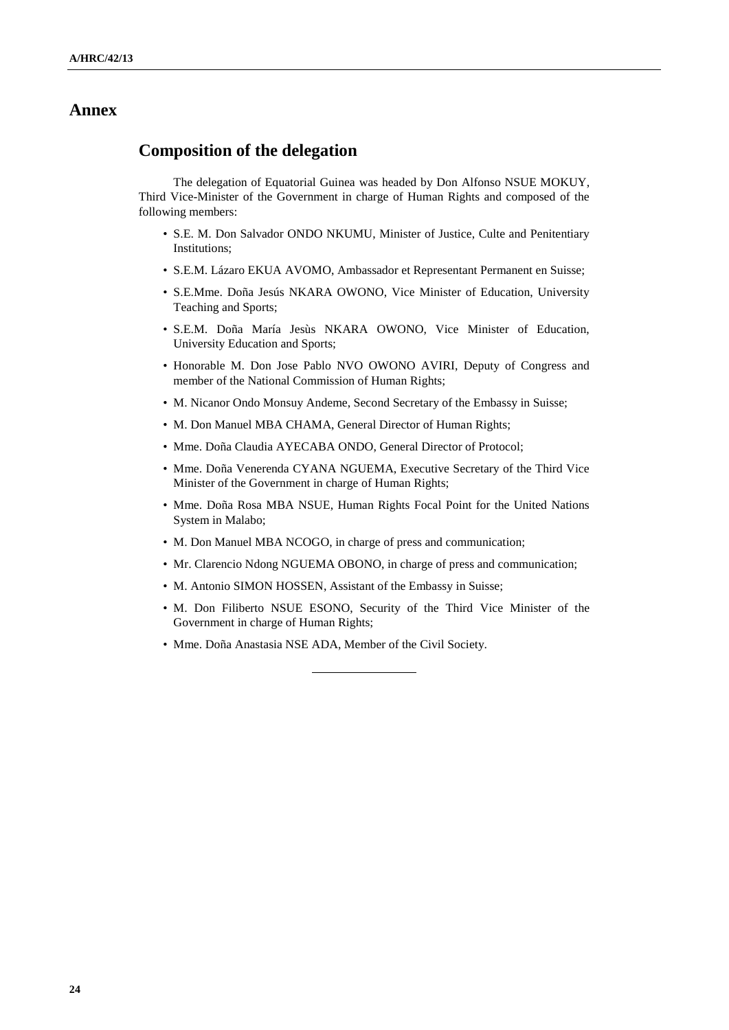# Annex

## Composition of the delegation

The delegation of Equatorial Guinea was headed by Don Alfonso NSUE MOKUY, Third Vice-Minister of the Government in charge of Human Rights and composed of the following members:

- S.E. M. Don Salvador ONDO NKUMU, Minister of Justice, Culte and Penitentiary Institutions;
- S.E.M. Lázaro EKUA AVOMO, Ambassador et Representant Permanent en Suisse;
- S.E.Mme. Doña Jesús NKARA OWONO, Vice Minister of Education, University Teaching and Sports;
- S.E.M. Doña María Jesùs NKARA OWONO, Vice Minister of Education, University Education and Sports;
- Honorable M. Don Jose Pablo NVO OWONO AVIRI, Deputy of Congress and member of the National Commission of Human Rights;
- M. Nicanor Ondo Monsuy Andeme, Second Secretary of the Embassy in Suisse;
- M. Don Manuel MBA CHAMA, General Director of Human Rights;
- Mme. Doña Claudia AYECABA ONDO, General Director of Protocol;
- Mme. Doña Venerenda CYANA NGUEMA, Executive Secretary of the Third Vice Minister of the Government in charge of Human Rights;
- Mme. Doña Rosa MBA NSUE, Human Rights Focal Point for the United Nations System in Malabo;
- M. Don Manuel MBA NCOGO, in charge of press and communication;
- Mr. Clarencio Ndong NGUEMA OBONO, in charge of press and communication;
- M. Antonio SIMON HOSSEN, Assistant of the Embassy in Suisse;
- M. Don Filiberto NSUE ESONO, Security of the Third Vice Minister of the Government in charge of Human Rights;
- Mme. Doña Anastasia NSE ADA, Member of the Civil Society.